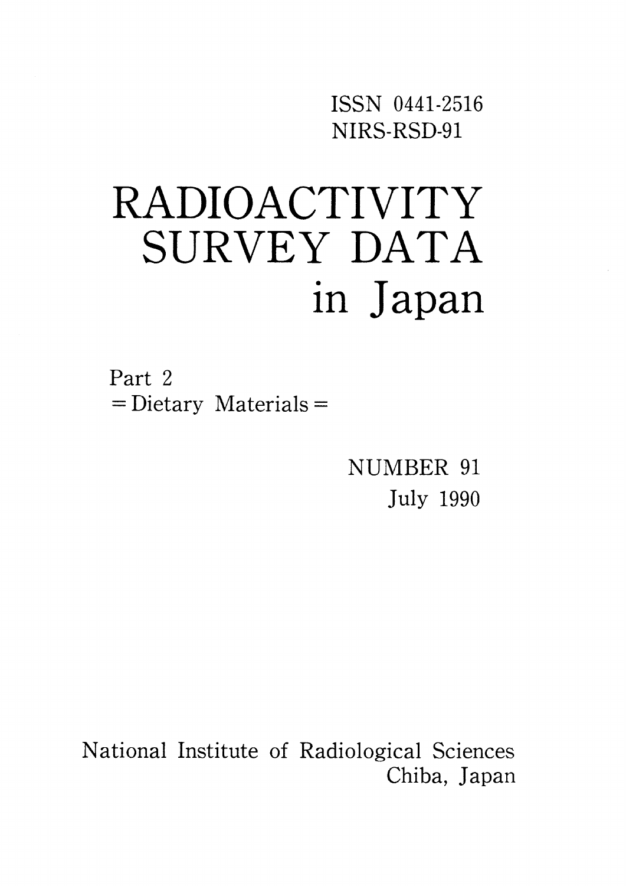ISSN 0441-2516
NIRS-RSD-91

# RADIOACTIVITY SURVEY DATA in Japan

Part 2
= Dietary Materials =

NUMBER 91
July 1990

National Institute of Radiological Sciences
Chiba, Japan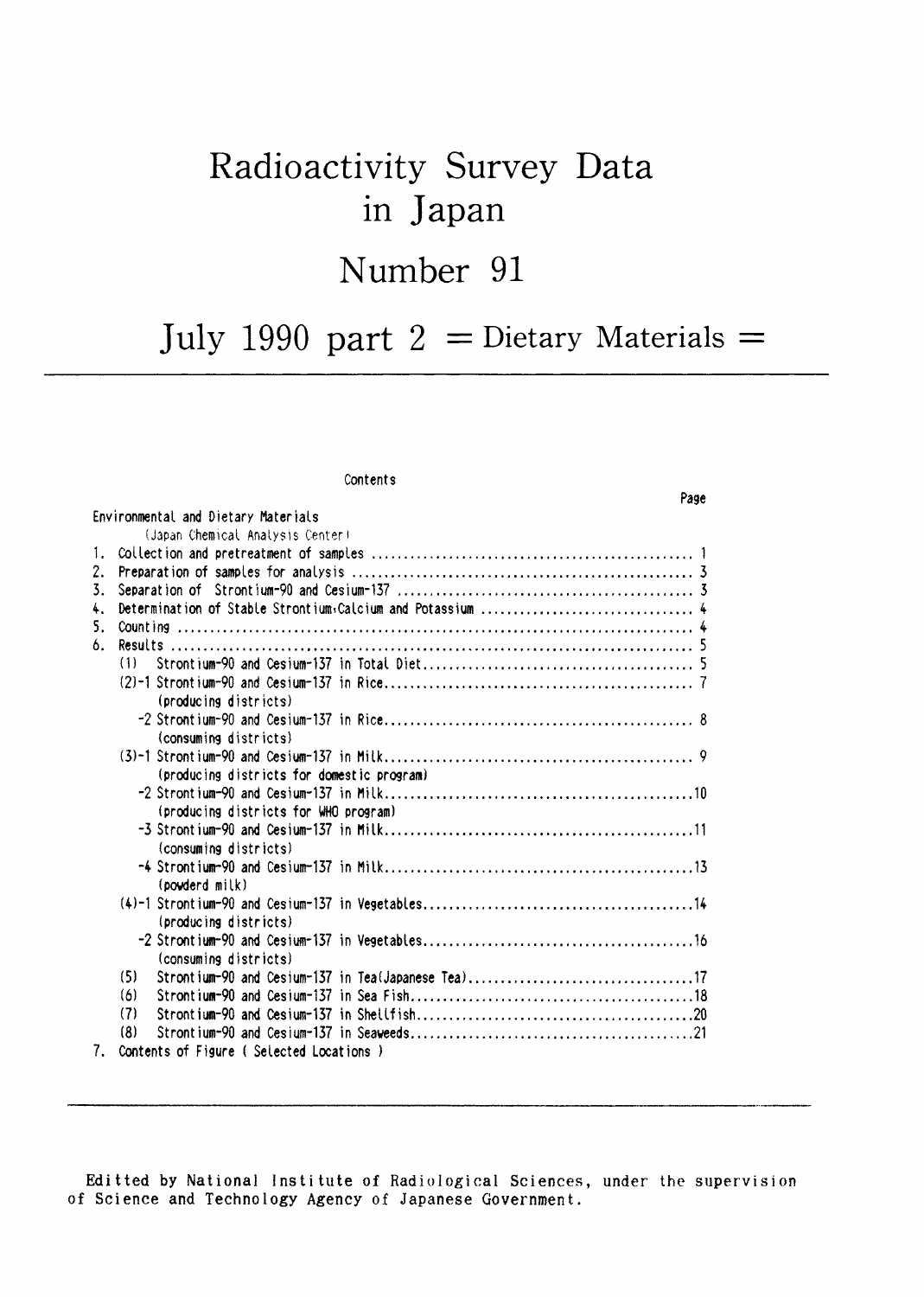# Radioactivity Survey Data in Japan

# Number 91

## July 1990 part 2 = Dietary Materials =

Contents

| | Page |
|---|---|
| Environmental and Dietary Materials | |
| (Japan Chemical Analysis Center) | |
| 1. Collection and pretreatment of samples | 1 |
| 2. Preparation of samples for analysis | 3 |
| 3. Separation of Strontium-90 and Cesium-137 | 3 |
| 4. Determination of Stable Strontium, Calcium and Potassium | 4 |
| 5. Counting | 4 |
| 6. Results | 5 |
| (1) Strontium-90 and Cesium-137 in Total Diet | 5 |
| (2)-1 Strontium-90 and Cesium-137 in Rice (producing districts) | 7 |
| -2 Strontium-90 and Cesium-137 in Rice (consuming districts) | 8 |
| (3)-1 Strontium-90 and Cesium-137 in Milk (producing districts for domestic program) | 9 |
| -2 Strontium-90 and Cesium-137 in Milk (producing districts for WHO program) | 10 |
| -3 Strontium-90 and Cesium-137 in Milk (consuming districts) | 11 |
| -4 Strontium-90 and Cesium-137 in Milk (powderd milk) | 13 |
| (4)-1 Strontium-90 and Cesium-137 in Vegetables (producing districts) | 14 |
| -2 Strontium-90 and Cesium-137 in Vegetables (consuming districts) | 16 |
| (5) Strontium-90 and Cesium-137 in Tea(Japanese Tea) | 17 |
| (6) Strontium-90 and Cesium-137 in Sea Fish | 18 |
| (7) Strontium-90 and Cesium-137 in Shellfish | 20 |
| (8) Strontium-90 and Cesium-137 in Seaweeds | 21 |
| 7. Contents of Figure ( Selected Locations ) | |

Editted by National Institute of Radiological Sciences, under the supervision of Science and Technology Agency of Japanese Government.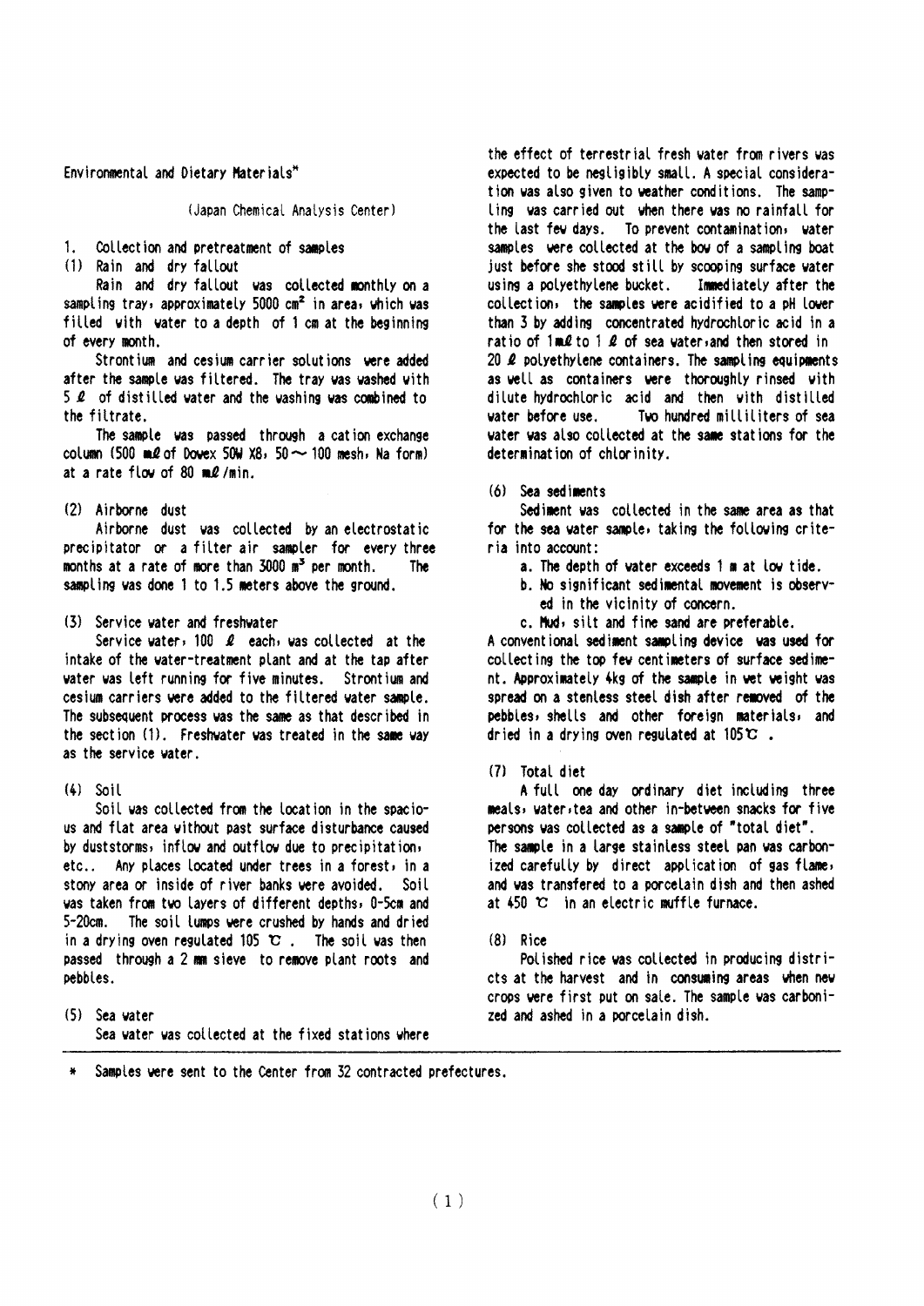Environmental and Dietary Materials*

(Japan Chemical Analysis Center)

1. Collection and pretreatment of samples

(1) Rain and dry fallout

Rain and dry fallout was collected monthly on a sampling tray, approximately 5000 $cm^2$ in area, which was filled with water to a depth of 1 cm at the beginning of every month.

Strontium and cesium carrier solutions were added after the sample was filtered. The tray was washed with 5 ℓ of distilled water and the washing was combined to the filtrate.

The sample was passed through a cation exchange column (500 mℓ of Dowex 50W X8, 50～100 mesh, Na form) at a rate flow of 80 mℓ/min.

(2) Airborne dust

Airborne dust was collected by an electrostatic precipitator or a filter air sampler for every three months at a rate of more than 3000 $m^3$ per month. The sampling was done 1 to 1.5 meters above the ground.

(3) Service water and freshwater

Service water, 100 ℓ each, was collected at the intake of the water-treatment plant and at the tap after water was left running for five minutes. Strontium and cesium carriers were added to the filtered water sample. The subsequent process was the same as that described in the section (1). Freshwater was treated in the same way as the service water.

(4) Soil

Soil was collected from the location in the spacious and flat area without past surface disturbance caused by duststorms, inflow and outflow due to precipitation, etc.. Any places located under trees in a forest, in a stony area or inside of river banks were avoided. Soil was taken from two layers of different depths, 0-5cm and 5-20cm. The soil lumps were crushed by hands and dried in a drying oven regulated 105 ℃ . The soil was then passed through a 2 mm sieve to remove plant roots and pebbles.

(5) Sea water

Sea water was collected at the fixed stations where the effect of terrestrial fresh water from rivers was expected to be negligibly small. A special consideration was also given to weather conditions. The sampling was carried out when there was no rainfall for the last few days. To prevent contamination, water samples were collected at the bow of a sampling boat just before she stood still by scooping surface water using a polyethylene bucket. Immediately after the collection, the samples were acidified to a pH lower than 3 by adding concentrated hydrochloric acid in a ratio of 1mℓ to 1 ℓ of sea water,and then stored in 20 ℓ polyethylene containers. The sampling equipments as well as containers were thoroughly rinsed with dilute hydrochloric acid and then with distilled water before use. Two hundred milliliters of sea water was also collected at the same stations for the determination of chlorinity.

(6) Sea sediments

Sediment was collected in the same area as that for the sea water sample, taking the following criteria into account:

a. The depth of water exceeds 1 m at low tide.

b. No significant sedimental movement is observed in the vicinity of concern.

c. Mud, silt and fine sand are preferable.

A conventional sediment sampling device was used for collecting the top few centimeters of surface sediment. Approximately 4kg of the sample in wet weight was spread on a stenless steel dish after removed of the pebbles, shells and other foreign materials, and dried in a drying oven regulated at 105℃ .

(7) Total diet

A full one day ordinary diet including three meals, water,tea and other in-between snacks for five persons was collected as a sample of "total diet". The sample in a large stainless steel pan was carbonized carefully by direct application of gas flame, and was transfered to a porcelain dish and then ashed at 450 ℃ in an electric muffle furnace.

(8) Rice

Polished rice was collected in producing districts at the harvest and in consuming areas when new crops were first put on sale. The sample was carbonized and ashed in a porcelain dish.

* Samples were sent to the Center from 32 contracted prefectures.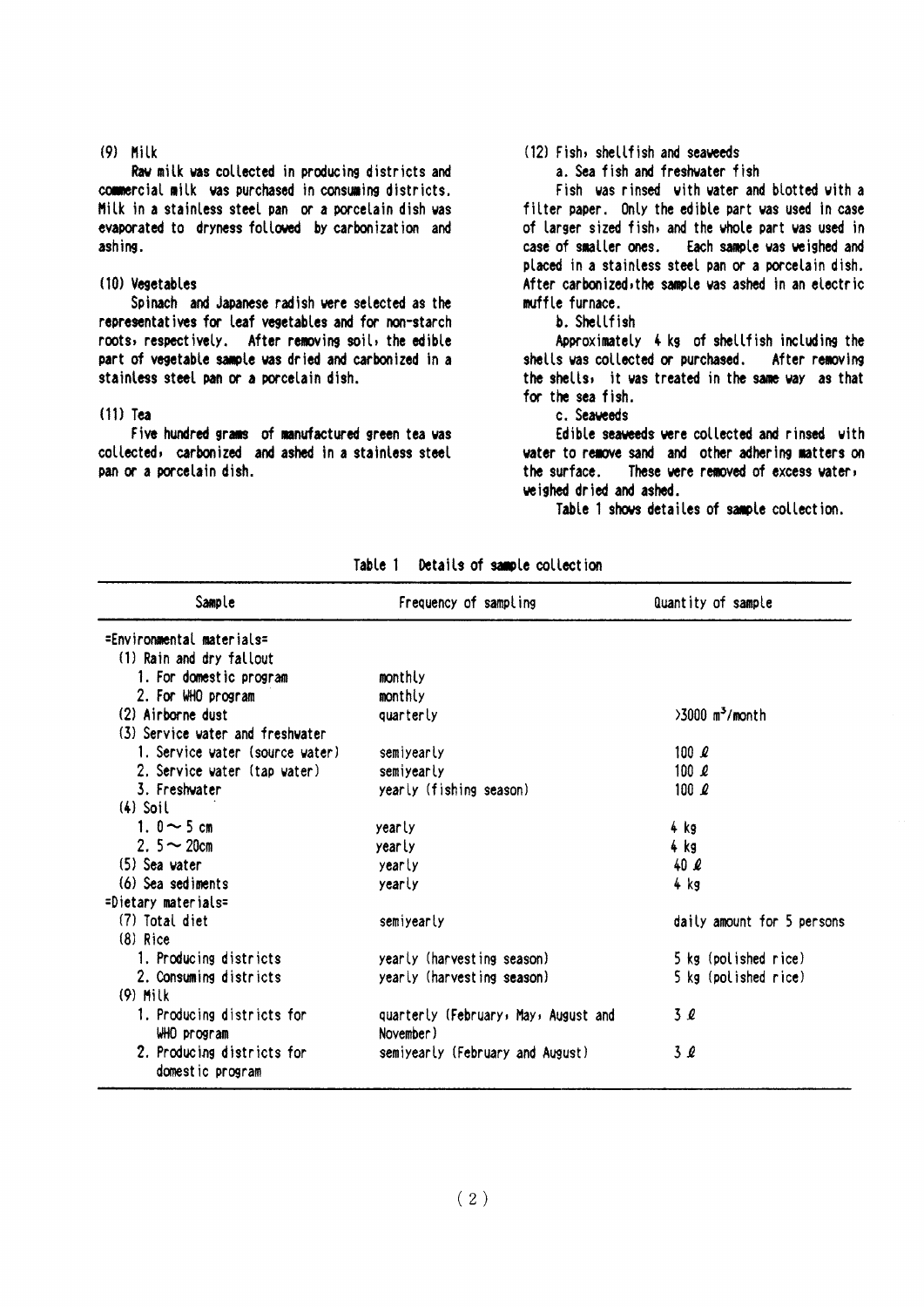(9) Milk

Raw milk was collected in producing districts and commercial milk was purchased in consuming districts. Milk in a stainless steel pan or a porcelain dish was evaporated to dryness followed by carbonization and ashing.

(10) Vegetables

Spinach and Japanese radish were selected as the representatives for leaf vegetables and for non-starch roots, respectively. After removing soil, the edible part of vegetable sample was dried and carbonized in a stainless steel pan or a porcelain dish.

(11) Tea

Five hundred grams of manufactured green tea was collected, carbonized and ashed in a stainless steel pan or a porcelain dish.

(12) Fish, shellfish and seaweeds

a. Sea fish and freshwater fish

Fish was rinsed with water and blotted with a filter paper. Only the edible part was used in case of larger sized fish, and the whole part was used in case of smaller ones. Each sample was weighed and placed in a stainless steel pan or a porcelain dish. After carbonized, the sample was ashed in an electric muffle furnace.

b. Shellfish

Approximately 4 kg of shellfish including the shells was collected or purchased. After removing the shells, it was treated in the same way as that for the sea fish.

c. Seaweeds

Edible seaweeds were collected and rinsed with water to remove sand and other adhering matters on the surface. These were removed of excess water, weighed dried and ashed.

Table 1 shows detailes of sample collection.

Table 1 Details of sample collection

| Sample | Frequency of sampling | Quantity of sample |
|---|---|---|
| =Environmental materials= | | |
| (1) Rain and dry fallout | | |
| 1. For domestic program | monthly | |
| 2. For WHO program | monthly | |
| (2) Airborne dust | quarterly | >3000 $m^3$/month |
| (3) Service water and freshwater | | |
| 1. Service water (source water) | semiyearly | 100 ℓ |
| 2. Service water (tap water) | semiyearly | 100 ℓ |
| 3. Freshwater | yearly (fishing season) | 100 ℓ |
| (4) Soil | | |
| 1. 0 ~ 5 cm | yearly | 4 kg |
| 2. 5 ~ 20cm | yearly | 4 kg |
| (5) Sea water | yearly | 40 ℓ |
| (6) Sea sediments | yearly | 4 kg |
| =Dietary materials= | | |
| (7) Total diet | semiyearly | daily amount for 5 persons |
| (8) Rice | | |
| 1. Producing districts | yearly (harvesting season) | 5 kg (polished rice) |
| 2. Consuming districts | yearly (harvesting season) | 5 kg (polished rice) |
| (9) Milk | | |
| 1. Producing districts for WHO program | quarterly (February, May, August and November) | 3 ℓ |
| 2. Producing districts for domestic program | semiyearly (February and August) | 3 ℓ |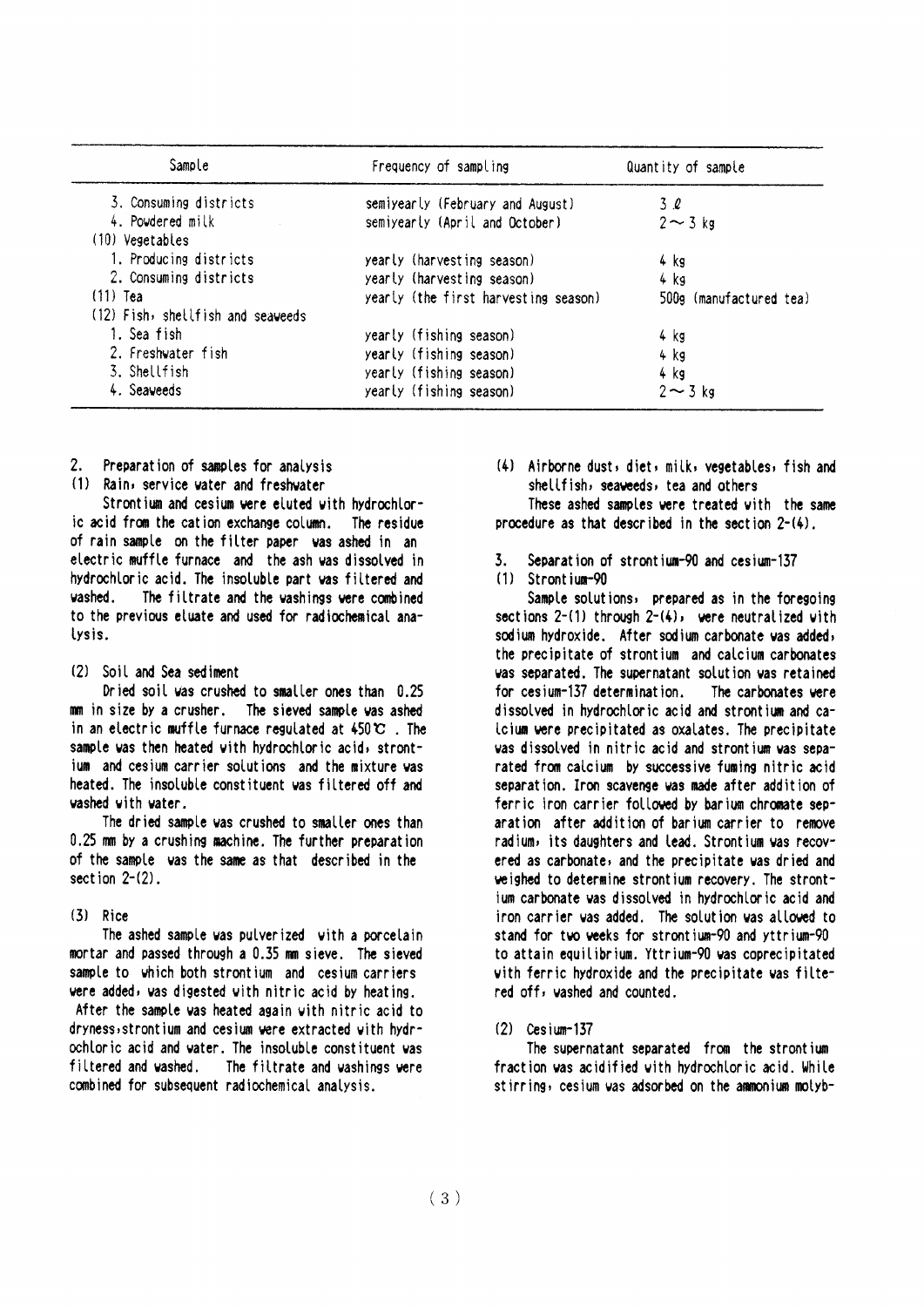| Sample | Frequency of sampling | Quantity of sample |
|---|---|---|
| 3. Consuming districts | semiyearly (February and August) | 3 ℓ |
| 4. Powdered milk | semiyearly (April and October) | 2 ~ 3 kg |
| (10) Vegetables | | |
| 1. Producing districts | yearly (harvesting season) | 4 kg |
| 2. Consuming districts | yearly (harvesting season) | 4 kg |
| (11) Tea | yearly (the first harvesting season) | 500g (manufactured tea) |
| (12) Fish, shellfish and seaweeds | | |
| 1. Sea fish | yearly (fishing season) | 4 kg |
| 2. Freshwater fish | yearly (fishing season) | 4 kg |
| 3. Shellfish | yearly (fishing season) | 4 kg |
| 4. Seaweeds | yearly (fishing season) | 2 ~ 3 kg |

## 2. Preparation of samples for analysis

### (1) Rain, service water and freshwater

Strontium and cesium were eluted with hydrochloric acid from the cation exchange column. The residue of rain sample on the filter paper was ashed in an electric muffle furnace and the ash was dissolved in hydrochloric acid. The insoluble part was filtered and washed. The filtrate and the washings were combined to the previous eluate and used for radiochemical analysis.

### (2) Soil and Sea sediment

Dried soil was crushed to smaller ones than 0.25 mm in size by a crusher. The sieved sample was ashed in an electric muffle furnace regulated at 450℃. The sample was then heated with hydrochloric acid, strontium and cesium carrier solutions and the mixture was heated. The insoluble constituent was filtered off and washed with water.

The dried sample was crushed to smaller ones than 0.25 mm by a crushing machine. The further preparation of the sample was the same as that described in the section 2-(2).

### (3) Rice

The ashed sample was pulverized with a porcelain mortar and passed through a 0.35 mm sieve. The sieved sample to which both strontium and cesium carriers were added, was digested with nitric acid by heating. After the sample was heated again with nitric acid to dryness, strontium and cesium were extracted with hydrochloric acid and water. The insoluble constituent was filtered and washed. The filtrate and washings were combined for subsequent radiochemical analysis.

### (4) Airborne dust, diet, milk, vegetables, fish and shellfish, seaweeds, tea and others

These ashed samples were treated with the same procedure as that described in the section 2-(4).

## 3. Separation of strontium-90 and cesium-137

### (1) Strontium-90

Sample solutions, prepared as in the foregoing sections 2-(1) through 2-(4), were neutralized with sodium hydroxide. After sodium carbonate was added, the precipitate of strontium and calcium carbonates was separated. The supernatant solution was retained for cesium-137 determination. The carbonates were dissolved in hydrochloric acid and strontium and calcium were precipitated as oxalates. The precipitate was dissolved in nitric acid and strontium was separated from calcium by successive fuming nitric acid separation. Iron scavenge was made after addition of ferric iron carrier followed by barium chromate separation after addition of barium carrier to remove radium, its daughters and lead. Strontium was recovered as carbonate, and the precipitate was dried and weighed to determine strontium recovery. The strontium carbonate was dissolved in hydrochloric acid and iron carrier was added. The solution was allowed to stand for two weeks for strontium-90 and yttrium-90 to attain equilibrium. Yttrium-90 was coprecipitated with ferric hydroxide and the precipitate was filtered off, washed and counted.

### (2) Cesium-137

The supernatant separated from the strontium fraction was acidified with hydrochloric acid. While stirring, cesium was adsorbed on the ammonium molyb-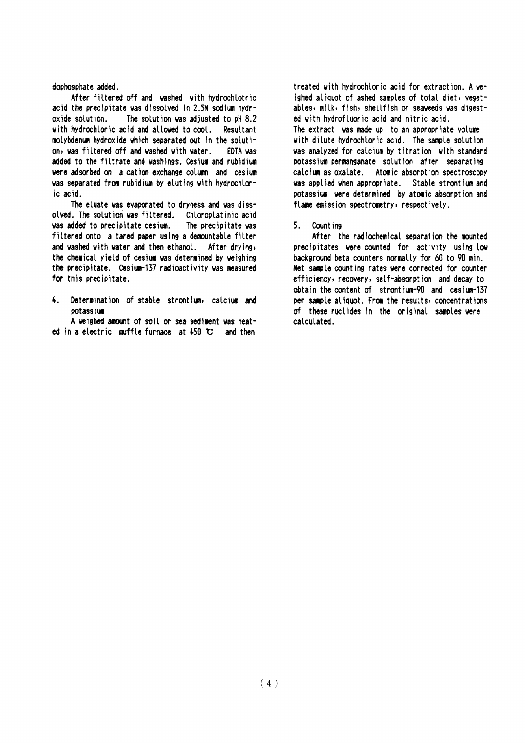dophosphate added.

After filtered off and washed with hydrochlotric acid the precipitate was dissolved in 2.5N sodium hydroxide solution. The solution was adjusted to pH 8.2 with hydrochloric acid and allowed to cool. Resultant molybdenum hydroxide which separated out in the solution, was filtered off and washed with water. EDTA was added to the filtrate and washings. Cesium and rubidium were adsorbed on a cation exchange column and cesium was separated from rubidium by eluting with hydrochloric acid.

The eluate was evaporated to dryness and was dissolved. The solution was filtered. Chloroplatinic acid was added to precipitate cesium. The precipitate was filtered onto a tared paper using a demountable filter and washed with water and then ethanol. After drying, the chemical yield of cesium was determined by weighing the precipitate. Cesium-137 radioactivity was measured for this precipitate.

## 4. Determination of stable strontium, calcium and potassium

A weighed amount of soil or sea sediment was heated in a electric muffle furnace at 450 ℃ and then treated with hydrochloric acid for extraction. A weighed aliquot of ashed samples of total diet, vegetables, milk, fish, shellfish or seaweeds was digested with hydrofluoric acid and nitric acid.
The extract was made up to an appropriate volume with dilute hydrochloric acid. The sample solution was analyzed for calcium by titration with standard potassium permanganate solution after separating calcium as oxalate. Atomic absorption spectroscopy was applied when appropriate. Stable strontium and potassium were determined by atomic absorption and flame emission spectrometry, respectively.

## 5. Counting

After the radiochemical separation the mounted precipitates were counted for activity using low background beta counters normally for 60 to 90 min. Net sample counting rates were corrected for counter efficiency, recovery, self-absorption and decay to obtain the content of strontium-90 and cesium-137 per sample aliquot. From the results, concentrations of these nuclides in the original samples were calculated.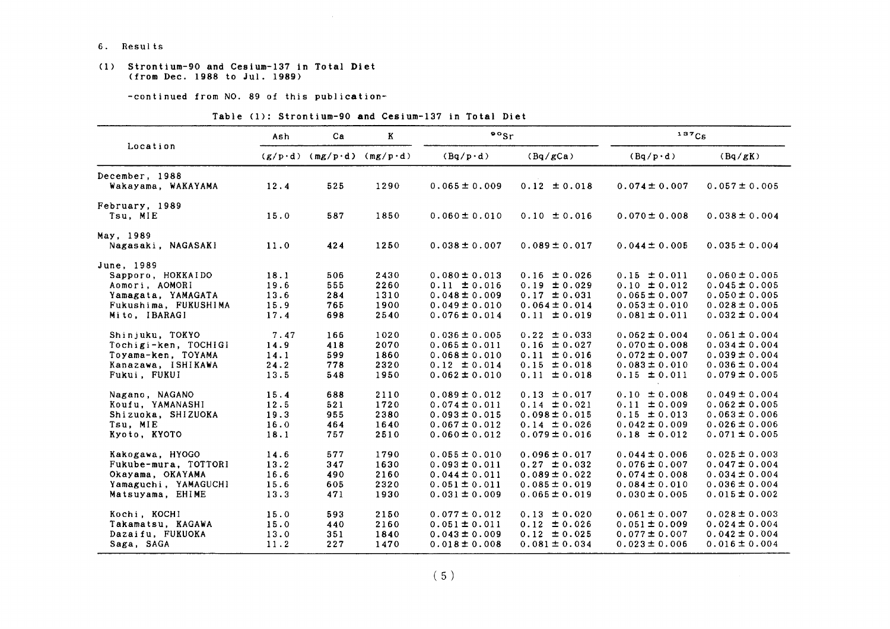## 6. Results

### (1) Strontium-90 and Cesium-137 in Total Diet (from Dec. 1988 to Jul. 1989)

-continued from NO. 89 of this publication-

Table (1): Strontium-90 and Cesium-137 in Total Diet

| Location | Ash | Ca | K | $^{90}Sr$ | | $^{137}Cs$ | |
|---|---|---|---|---|---|---|---|
| | (g/p·d) | (mg/p·d) | (mg/p·d) | (Bq/p·d) | (Bq/gCa) | (Bq/p·d) | (Bq/gK) |
| December, 1988 | | | | | | | |
| Wakayama, WAKAYAMA | 12.4 | 525 | 1290 | 0.065 ± 0.009 | 0.12 ± 0.018 | 0.074 ± 0.007 | 0.057 ± 0.005 |
| February, 1989 | | | | | | | |
| Tsu, MIE | 15.0 | 587 | 1850 | 0.060 ± 0.010 | 0.10 ± 0.016 | 0.070 ± 0.008 | 0.038 ± 0.004 |
| May, 1989 | | | | | | | |
| Nagasaki, NAGASAKI | 11.0 | 424 | 1250 | 0.038 ± 0.007 | 0.089 ± 0.017 | 0.044 ± 0.005 | 0.035 ± 0.004 |
| June, 1989 | | | | | | | |
| Sapporo, HOKKAIDO | 18.1 | 506 | 2430 | 0.080 ± 0.013 | 0.16 ± 0.026 | 0.15 ± 0.011 | 0.060 ± 0.005 |
| Aomori, AOMORI | 19.6 | 555 | 2260 | 0.11 ± 0.016 | 0.19 ± 0.029 | 0.10 ± 0.012 | 0.045 ± 0.005 |
| Yamagata, YAMAGATA | 13.6 | 284 | 1310 | 0.048 ± 0.009 | 0.17 ± 0.031 | 0.065 ± 0.007 | 0.050 ± 0.005 |
| Fukushima, FUKUSHIMA | 15.9 | 765 | 1900 | 0.049 ± 0.010 | 0.064 ± 0.014 | 0.053 ± 0.010 | 0.028 ± 0.005 |
| Mito, IBARAGI | 17.4 | 698 | 2540 | 0.076 ± 0.014 | 0.11 ± 0.019 | 0.081 ± 0.011 | 0.032 ± 0.004 |
| Shinjuku, TOKYO | 7.47 | 166 | 1020 | 0.036 ± 0.005 | 0.22 ± 0.033 | 0.062 ± 0.004 | 0.061 ± 0.004 |
| Tochigi-ken, TOCHIGI | 14.9 | 418 | 2070 | 0.065 ± 0.011 | 0.16 ± 0.027 | 0.070 ± 0.008 | 0.034 ± 0.004 |
| Toyama-ken, TOYAMA | 14.1 | 599 | 1860 | 0.068 ± 0.010 | 0.11 ± 0.016 | 0.072 ± 0.007 | 0.039 ± 0.004 |
| Kanazawa, ISHIKAWA | 24.2 | 778 | 2320 | 0.12 ± 0.014 | 0.15 ± 0.018 | 0.083 ± 0.010 | 0.036 ± 0.004 |
| Fukui, FUKUI | 13.5 | 548 | 1950 | 0.062 ± 0.010 | 0.11 ± 0.018 | 0.15 ± 0.011 | 0.079 ± 0.005 |
| Nagano, NAGANO | 15.4 | 688 | 2110 | 0.089 ± 0.012 | 0.13 ± 0.017 | 0.10 ± 0.008 | 0.049 ± 0.004 |
| Koufu, YAMANASHI | 12.5 | 521 | 1720 | 0.074 ± 0.011 | 0.14 ± 0.021 | 0.11 ± 0.009 | 0.062 ± 0.005 |
| Shizuoka, SHIZUOKA | 19.3 | 955 | 2380 | 0.093 ± 0.015 | 0.098 ± 0.015 | 0.15 ± 0.013 | 0.063 ± 0.006 |
| Tsu, MIE | 16.0 | 464 | 1640 | 0.067 ± 0.012 | 0.14 ± 0.026 | 0.042 ± 0.009 | 0.026 ± 0.006 |
| Kyoto, KYOTO | 18.1 | 757 | 2510 | 0.060 ± 0.012 | 0.079 ± 0.016 | 0.18 ± 0.012 | 0.071 ± 0.005 |
| Kakogawa, HYOGO | 14.6 | 577 | 1790 | 0.055 ± 0.010 | 0.096 ± 0.017 | 0.044 ± 0.006 | 0.025 ± 0.003 |
| Fukube-mura, TOTTORI | 13.2 | 347 | 1630 | 0.093 ± 0.011 | 0.27 ± 0.032 | 0.076 ± 0.007 | 0.047 ± 0.004 |
| Okayama, OKAYAMA | 16.6 | 490 | 2160 | 0.044 ± 0.011 | 0.089 ± 0.022 | 0.074 ± 0.008 | 0.034 ± 0.004 |
| Yamaguchi, YAMAGUCHI | 15.6 | 605 | 2320 | 0.051 ± 0.011 | 0.085 ± 0.019 | 0.084 ± 0.010 | 0.036 ± 0.004 |
| Matsuyama, EHIME | 13.3 | 471 | 1930 | 0.031 ± 0.009 | 0.065 ± 0.019 | 0.030 ± 0.005 | 0.015 ± 0.002 |
| Kochi, KOCHI | 15.0 | 593 | 2150 | 0.077 ± 0.012 | 0.13 ± 0.020 | 0.061 ± 0.007 | 0.028 ± 0.003 |
| Takamatsu, KAGAWA | 15.0 | 440 | 2160 | 0.051 ± 0.011 | 0.12 ± 0.026 | 0.051 ± 0.009 | 0.024 ± 0.004 |
| Dazaifu, FUKUOKA | 13.0 | 351 | 1840 | 0.043 ± 0.009 | 0.12 ± 0.025 | 0.077 ± 0.007 | 0.042 ± 0.004 |
| Saga, SAGA | 11.2 | 227 | 1470 | 0.018 ± 0.008 | 0.081 ± 0.034 | 0.023 ± 0.006 | 0.016 ± 0.004 |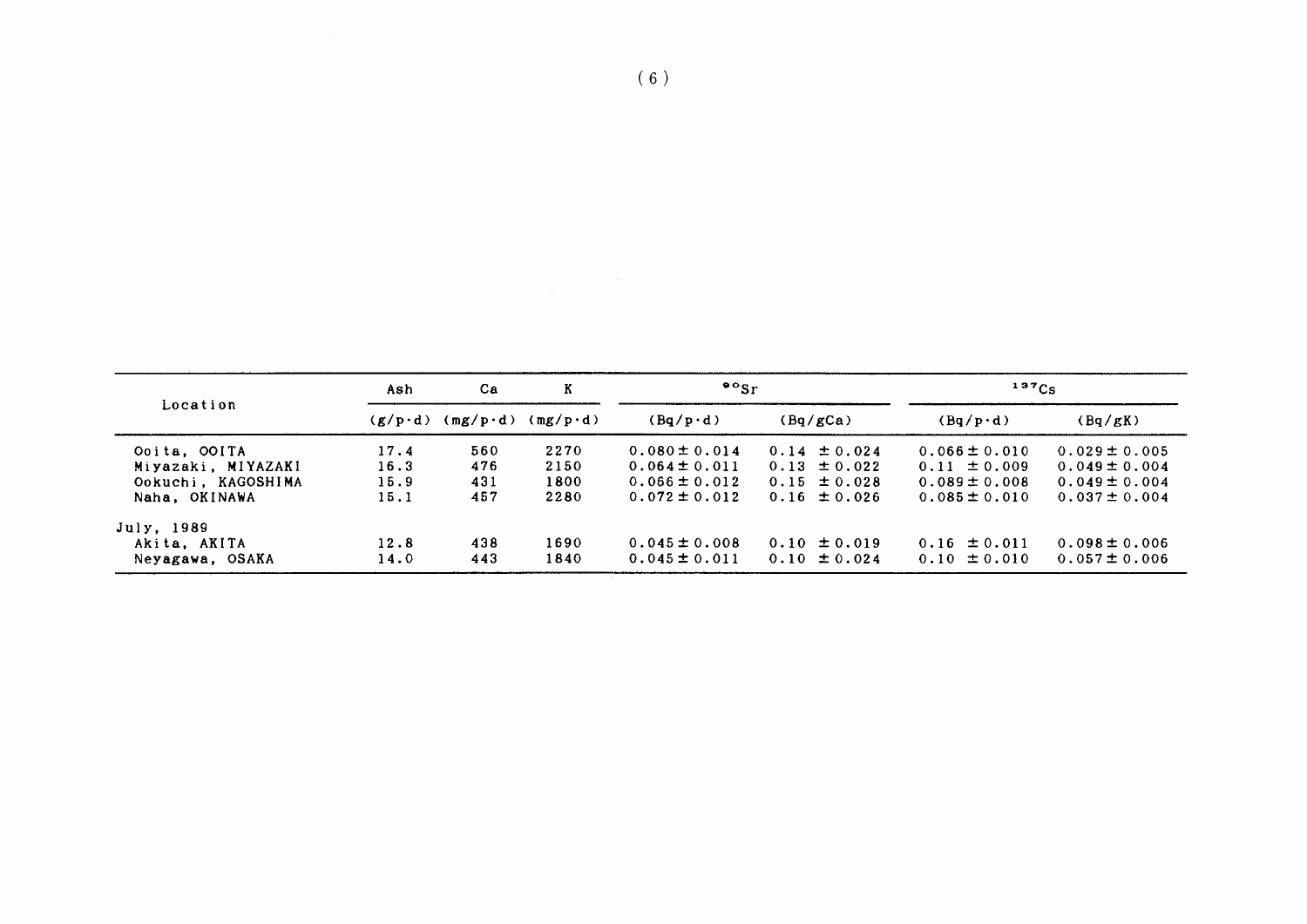| Location | Ash | Ca | K | $^{90}Sr$ | | $^{137}Cs$ | |
|---|---|---|---|---|---|---|---|
| | (g/p·d) | (mg/p·d) | (mg/p·d) | (Bq/p·d) | (Bq/gCa) | (Bq/p·d) | (Bq/gK) |
| Ooita, OOITA | 17.4 | 560 | 2270 | 0.080 ± 0.014 | 0.14 ± 0.024 | 0.066 ± 0.010 | 0.029 ± 0.005 |
| Miyazaki, MIYAZAKI | 16.3 | 476 | 2150 | 0.064 ± 0.011 | 0.13 ± 0.022 | 0.11 ± 0.009 | 0.049 ± 0.004 |
| Ookuchi, KAGOSHIMA | 15.9 | 431 | 1800 | 0.066 ± 0.012 | 0.15 ± 0.028 | 0.089 ± 0.008 | 0.049 ± 0.004 |
| Naha, OKINAWA | 15.1 | 457 | 2280 | 0.072 ± 0.012 | 0.16 ± 0.026 | 0.085 ± 0.010 | 0.037 ± 0.004 |
| July, 1989 | | | | | | | |
| Akita, AKITA | 12.8 | 438 | 1690 | 0.045 ± 0.008 | 0.10 ± 0.019 | 0.16 ± 0.011 | 0.098 ± 0.006 |
| Neyagawa, OSAKA | 14.0 | 443 | 1840 | 0.045 ± 0.011 | 0.10 ± 0.024 | 0.10 ± 0.010 | 0.057 ± 0.006 |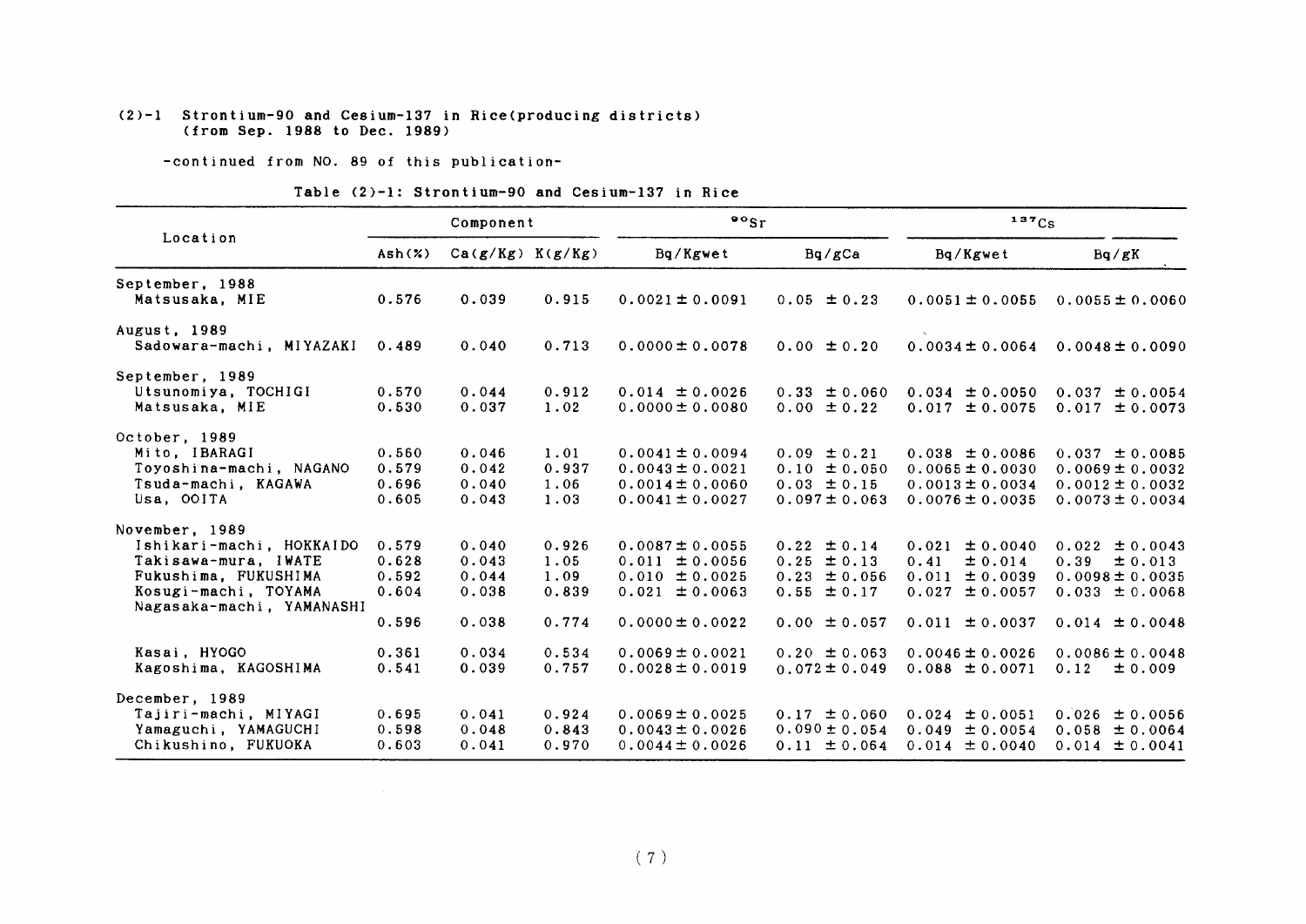(2)-1 Strontium-90 and Cesium-137 in Rice(producing districts)
(from Sep. 1988 to Dec. 1989)

-continued from NO. 89 of this publication-

Table (2)-1: Strontium-90 and Cesium-137 in Rice

| Location | Component | | | $^{90}Sr$ | | $^{137}Cs$ | |
|---|---|---|---|---|---|---|---|
| | Ash(%) | Ca(g/Kg) | K(g/Kg) | Bq/Kgwet | Bq/gCa | Bq/Kgwet | Bq/gK |
| September, 1988 | | | | | | | |
| Matsusaka, MIE | 0.576 | 0.039 | 0.915 | 0.0021 ± 0.0091 | 0.05 ± 0.23 | 0.0051 ± 0.0055 | 0.0055 ± 0.0060 |
| August, 1989 | | | | | | | |
| Sadowara-machi, MIYAZAKI | 0.489 | 0.040 | 0.713 | 0.0000 ± 0.0078 | 0.00 ± 0.20 | 0.0034 ± 0.0064 | 0.0048 ± 0.0090 |
| September, 1989 | | | | | | | |
| Utsunomiya, TOCHIGI | 0.570 | 0.044 | 0.912 | 0.014 ± 0.0026 | 0.33 ± 0.060 | 0.034 ± 0.0050 | 0.037 ± 0.0054 |
| Matsusaka, MIE | 0.530 | 0.037 | 1.02 | 0.0000 ± 0.0080 | 0.00 ± 0.22 | 0.017 ± 0.0075 | 0.017 ± 0.0073 |
| October, 1989 | | | | | | | |
| Mito, IBARAGI | 0.560 | 0.046 | 1.01 | 0.0041 ± 0.0094 | 0.09 ± 0.21 | 0.038 ± 0.0086 | 0.037 ± 0.0085 |
| Toyoshina-machi, NAGANO | 0.579 | 0.042 | 0.937 | 0.0043 ± 0.0021 | 0.10 ± 0.050 | 0.0065 ± 0.0030 | 0.0069 ± 0.0032 |
| Tsuda-machi, KAGAWA | 0.696 | 0.040 | 1.06 | 0.0014 ± 0.0060 | 0.03 ± 0.15 | 0.0013 ± 0.0034 | 0.0012 ± 0.0032 |
| Usa, OOITA | 0.605 | 0.043 | 1.03 | 0.0041 ± 0.0027 | 0.097 ± 0.063 | 0.0076 ± 0.0035 | 0.0073 ± 0.0034 |
| November, 1989 | | | | | | | |
| Ishikari-machi, HOKKAIDO | 0.579 | 0.040 | 0.926 | 0.0087 ± 0.0055 | 0.22 ± 0.14 | 0.021 ± 0.0040 | 0.022 ± 0.0043 |
| Takisawa-mura, IWATE | 0.628 | 0.043 | 1.05 | 0.011 ± 0.0056 | 0.25 ± 0.13 | 0.41 ± 0.014 | 0.39 ± 0.013 |
| Fukushima, FUKUSHIMA | 0.592 | 0.044 | 1.09 | 0.010 ± 0.0025 | 0.23 ± 0.056 | 0.011 ± 0.0039 | 0.0098 ± 0.0035 |
| Kosugi-machi, TOYAMA | 0.604 | 0.038 | 0.839 | 0.021 ± 0.0063 | 0.55 ± 0.17 | 0.027 ± 0.0057 | 0.033 ± 0.0068 |
| Nagasaka-machi, YAMANASHI | 0.596 | 0.038 | 0.774 | 0.0000 ± 0.0022 | 0.00 ± 0.057 | 0.011 ± 0.0037 | 0.014 ± 0.0048 |
| Kasai, HYOGO | 0.361 | 0.034 | 0.534 | 0.0069 ± 0.0021 | 0.20 ± 0.063 | 0.0046 ± 0.0026 | 0.0086 ± 0.0048 |
| Kagoshima, KAGOSHIMA | 0.541 | 0.039 | 0.757 | 0.0028 ± 0.0019 | 0.072 ± 0.049 | 0.088 ± 0.0071 | 0.12 ± 0.009 |
| December, 1989 | | | | | | | |
| Tajiri-machi, MIYAGI | 0.695 | 0.041 | 0.924 | 0.0069 ± 0.0025 | 0.17 ± 0.060 | 0.024 ± 0.0051 | 0.026 ± 0.0056 |
| Yamaguchi, YAMAGUCHI | 0.598 | 0.048 | 0.843 | 0.0043 ± 0.0026 | 0.090 ± 0.054 | 0.049 ± 0.0054 | 0.058 ± 0.0064 |
| Chikushino, FUKUOKA | 0.603 | 0.041 | 0.970 | 0.0044 ± 0.0026 | 0.11 ± 0.064 | 0.014 ± 0.0040 | 0.014 ± 0.0041 |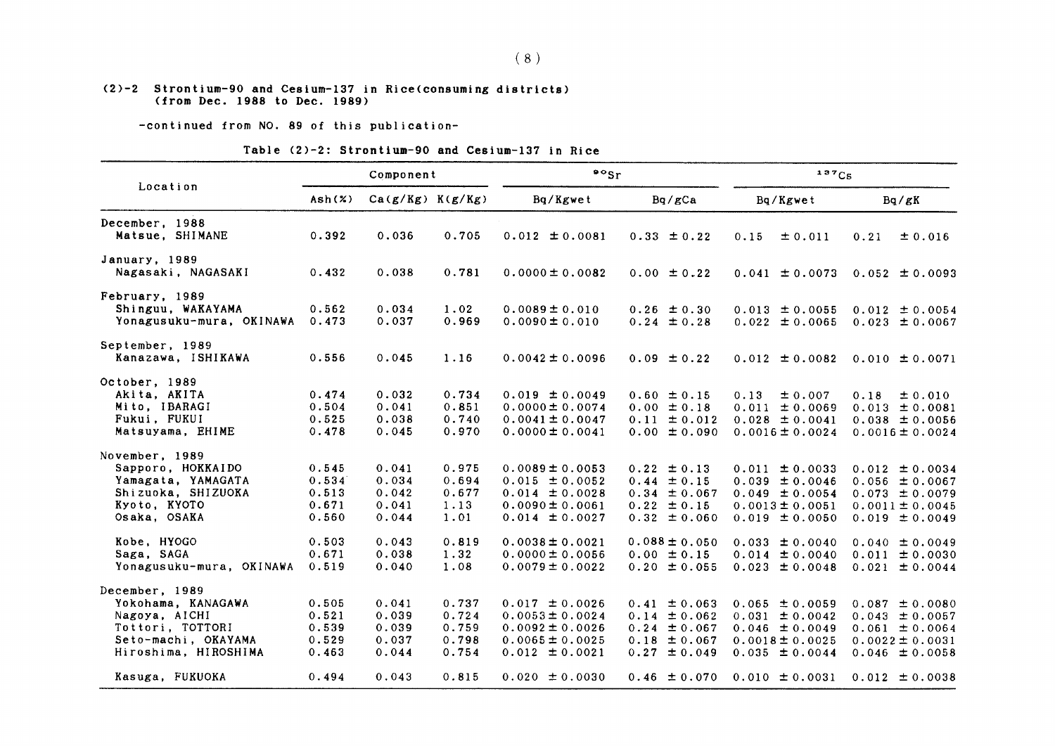## (2)-2 Strontium-90 and Cesium-137 in Rice(consuming districts) (from Dec. 1988 to Dec. 1989)

-continued from NO. 89 of this publication-

Table (2)-2: Strontium-90 and Cesium-137 in Rice

| Location | Component | | | $^{90}Sr$ | | $^{137}Cs$ | |
|---|---|---|---|---|---|---|---|
| | Ash(%) | Ca(g/Kg) | K(g/Kg) | Bq/Kgwet | Bq/gCa | Bq/Kgwet | Bq/gK |
| December, 1988 | | | | | | | |
| Matsue, SHIMANE | 0.392 | 0.036 | 0.705 | 0.012 ± 0.0081 | 0.33 ± 0.22 | 0.15 ± 0.011 | 0.21 ± 0.016 |
| January, 1989 | | | | | | | |
| Nagasaki, NAGASAKI | 0.432 | 0.038 | 0.781 | 0.0000 ± 0.0082 | 0.00 ± 0.22 | 0.041 ± 0.0073 | 0.052 ± 0.0093 |
| February, 1989 | | | | | | | |
| Shinguu, WAKAYAMA | 0.562 | 0.034 | 1.02 | 0.0089 ± 0.010 | 0.26 ± 0.30 | 0.013 ± 0.0055 | 0.012 ± 0.0054 |
| Yonagusuku-mura, OKINAWA | 0.473 | 0.037 | 0.969 | 0.0090 ± 0.010 | 0.24 ± 0.28 | 0.022 ± 0.0065 | 0.023 ± 0.0067 |
| September, 1989 | | | | | | | |
| Kanazawa, ISHIKAWA | 0.556 | 0.045 | 1.16 | 0.0042 ± 0.0096 | 0.09 ± 0.22 | 0.012 ± 0.0082 | 0.010 ± 0.0071 |
| October, 1989 | | | | | | | |
| Akita, AKITA | 0.474 | 0.032 | 0.734 | 0.019 ± 0.0049 | 0.60 ± 0.15 | 0.13 ± 0.007 | 0.18 ± 0.010 |
| Mito, IBARAGI | 0.504 | 0.041 | 0.851 | 0.0000 ± 0.0074 | 0.00 ± 0.18 | 0.011 ± 0.0069 | 0.013 ± 0.0081 |
| Fukui, FUKUI | 0.525 | 0.038 | 0.740 | 0.0041 ± 0.0047 | 0.11 ± 0.012 | 0.028 ± 0.0041 | 0.038 ± 0.0056 |
| Matsuyama, EHIME | 0.478 | 0.045 | 0.970 | 0.0000 ± 0.0041 | 0.00 ± 0.090 | 0.0016 ± 0.0024 | 0.0016 ± 0.0024 |
| November, 1989 | | | | | | | |
| Sapporo, HOKKAIDO | 0.545 | 0.041 | 0.975 | 0.0089 ± 0.0053 | 0.22 ± 0.13 | 0.011 ± 0.0033 | 0.012 ± 0.0034 |
| Yamagata, YAMAGATA | 0.534 | 0.034 | 0.694 | 0.015 ± 0.0052 | 0.44 ± 0.15 | 0.039 ± 0.0046 | 0.056 ± 0.0067 |
| Shizuoka, SHIZUOKA | 0.513 | 0.042 | 0.677 | 0.014 ± 0.0028 | 0.34 ± 0.067 | 0.049 ± 0.0054 | 0.073 ± 0.0079 |
| Kyoto, KYOTO | 0.671 | 0.041 | 1.13 | 0.0090 ± 0.0061 | 0.22 ± 0.15 | 0.0013 ± 0.0051 | 0.0011 ± 0.0045 |
| Osaka, OSAKA | 0.560 | 0.044 | 1.01 | 0.014 ± 0.0027 | 0.32 ± 0.060 | 0.019 ± 0.0050 | 0.019 ± 0.0049 |
| Kobe, HYOGO | 0.503 | 0.043 | 0.819 | 0.0038 ± 0.0021 | 0.088 ± 0.050 | 0.033 ± 0.0040 | 0.040 ± 0.0049 |
| Saga, SAGA | 0.671 | 0.038 | 1.32 | 0.0000 ± 0.0056 | 0.00 ± 0.15 | 0.014 ± 0.0040 | 0.011 ± 0.0030 |
| Yonagusuku-mura, OKINAWA | 0.519 | 0.040 | 1.08 | 0.0079 ± 0.0022 | 0.20 ± 0.055 | 0.023 ± 0.0048 | 0.021 ± 0.0044 |
| December, 1989 | | | | | | | |
| Yokohama, KANAGAWA | 0.505 | 0.041 | 0.737 | 0.017 ± 0.0026 | 0.41 ± 0.063 | 0.065 ± 0.0059 | 0.087 ± 0.0080 |
| Nagoya, AICHI | 0.521 | 0.039 | 0.724 | 0.0053 ± 0.0024 | 0.14 ± 0.062 | 0.031 ± 0.0042 | 0.043 ± 0.0057 |
| Tottori, TOTTORI | 0.539 | 0.039 | 0.759 | 0.0092 ± 0.0026 | 0.24 ± 0.067 | 0.046 ± 0.0049 | 0.061 ± 0.0064 |
| Seto-machi, OKAYAMA | 0.529 | 0.037 | 0.798 | 0.0065 ± 0.0025 | 0.18 ± 0.067 | 0.0018 ± 0.0025 | 0.0022 ± 0.0031 |
| Hiroshima, HIROSHIMA | 0.463 | 0.044 | 0.754 | 0.012 ± 0.0021 | 0.27 ± 0.049 | 0.035 ± 0.0044 | 0.046 ± 0.0058 |
| Kasuga, FUKUOKA | 0.494 | 0.043 | 0.815 | 0.020 ± 0.0030 | 0.46 ± 0.070 | 0.010 ± 0.0031 | 0.012 ± 0.0038 |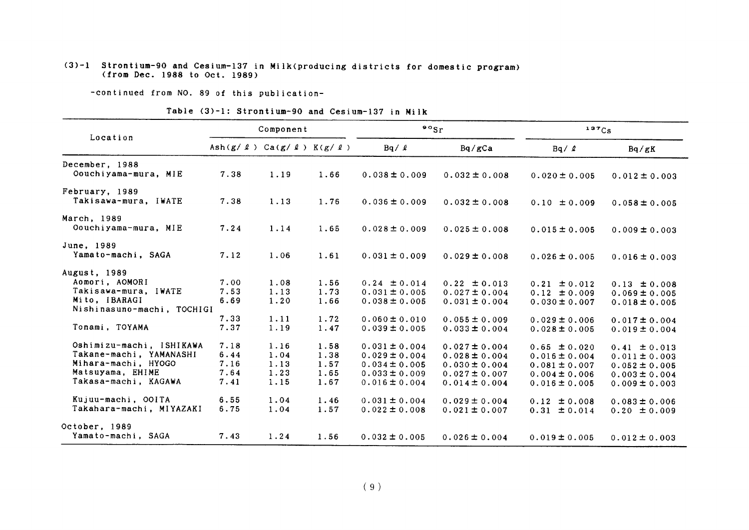(3)-1 Strontium-90 and Cesium-137 in Milk(producing districts for domestic program) (from Dec. 1988 to Oct. 1989)

-continued from NO. 89 of this publication-

Table (3)-1: Strontium-90 and Cesium-137 in Milk

| Location | Component | | | $^{90}Sr$ | | $^{137}Cs$ | |
|---|---|---|---|---|---|---|---|
| | Ash(g/ℓ) | Ca(g/ℓ) | K(g/ℓ) | Bq/ℓ | Bq/gCa | Bq/ℓ | Bq/gK |
| **December, 1988** | | | | | | | |
| Oouchiyama-mura, MIE | 7.38 | 1.19 | 1.66 | 0.038 ± 0.009 | 0.032 ± 0.008 | 0.020 ± 0.005 | 0.012 ± 0.003 |
| **February, 1989** | | | | | | | |
| Takisawa-mura, IWATE | 7.38 | 1.13 | 1.76 | 0.036 ± 0.009 | 0.032 ± 0.008 | 0.10 ± 0.009 | 0.058 ± 0.005 |
| **March, 1989** | | | | | | | |
| Oouchiyama-mura, MIE | 7.24 | 1.14 | 1.65 | 0.028 ± 0.009 | 0.025 ± 0.008 | 0.015 ± 0.005 | 0.009 ± 0.003 |
| **June, 1989** | | | | | | | |
| Yamato-machi, SAGA | 7.12 | 1.06 | 1.61 | 0.031 ± 0.009 | 0.029 ± 0.008 | 0.026 ± 0.005 | 0.016 ± 0.003 |
| **August, 1989** | | | | | | | |
| Aomori, AOMORI | 7.00 | 1.08 | 1.56 | 0.24 ± 0.014 | 0.22 ± 0.013 | 0.21 ± 0.012 | 0.13 ± 0.008 |
| Takisawa-mura, IWATE | 7.53 | 1.13 | 1.73 | 0.031 ± 0.005 | 0.027 ± 0.004 | 0.12 ± 0.009 | 0.069 ± 0.005 |
| Mito, IBARAGI | 6.69 | 1.20 | 1.66 | 0.038 ± 0.005 | 0.031 ± 0.004 | 0.030 ± 0.007 | 0.018 ± 0.005 |
| Nishinasuno-machi, TOCHIGI | 7.33 | 1.11 | 1.72 | 0.060 ± 0.010 | 0.055 ± 0.009 | 0.029 ± 0.006 | 0.017 ± 0.004 |
| Tonami, TOYAMA | 7.37 | 1.19 | 1.47 | 0.039 ± 0.005 | 0.033 ± 0.004 | 0.028 ± 0.005 | 0.019 ± 0.004 |
| Oshimizu-machi, ISHIKAWA | 7.18 | 1.16 | 1.58 | 0.031 ± 0.004 | 0.027 ± 0.004 | 0.65 ± 0.020 | 0.41 ± 0.013 |
| Takane-machi, YAMANASHI | 6.44 | 1.04 | 1.38 | 0.029 ± 0.004 | 0.028 ± 0.004 | 0.016 ± 0.004 | 0.011 ± 0.003 |
| Mihara-machi, HYOGO | 7.16 | 1.13 | 1.57 | 0.034 ± 0.005 | 0.030 ± 0.004 | 0.081 ± 0.007 | 0.052 ± 0.005 |
| Matsuyama, EHIME | 7.64 | 1.23 | 1.65 | 0.033 ± 0.009 | 0.027 ± 0.007 | 0.004 ± 0.006 | 0.003 ± 0.004 |
| Takasa-machi, KAGAWA | 7.41 | 1.15 | 1.67 | 0.016 ± 0.004 | 0.014 ± 0.004 | 0.016 ± 0.005 | 0.009 ± 0.003 |
| Kujuu-machi, OOITA | 6.55 | 1.04 | 1.46 | 0.031 ± 0.004 | 0.029 ± 0.004 | 0.12 ± 0.008 | 0.083 ± 0.006 |
| Takahara-machi, MIYAZAKI | 6.75 | 1.04 | 1.57 | 0.022 ± 0.008 | 0.021 ± 0.007 | 0.31 ± 0.014 | 0.20 ± 0.009 |
| **October, 1989** | | | | | | | |
| Yamato-machi, SAGA | 7.43 | 1.24 | 1.56 | 0.032 ± 0.005 | 0.026 ± 0.004 | 0.019 ± 0.005 | 0.012 ± 0.003 |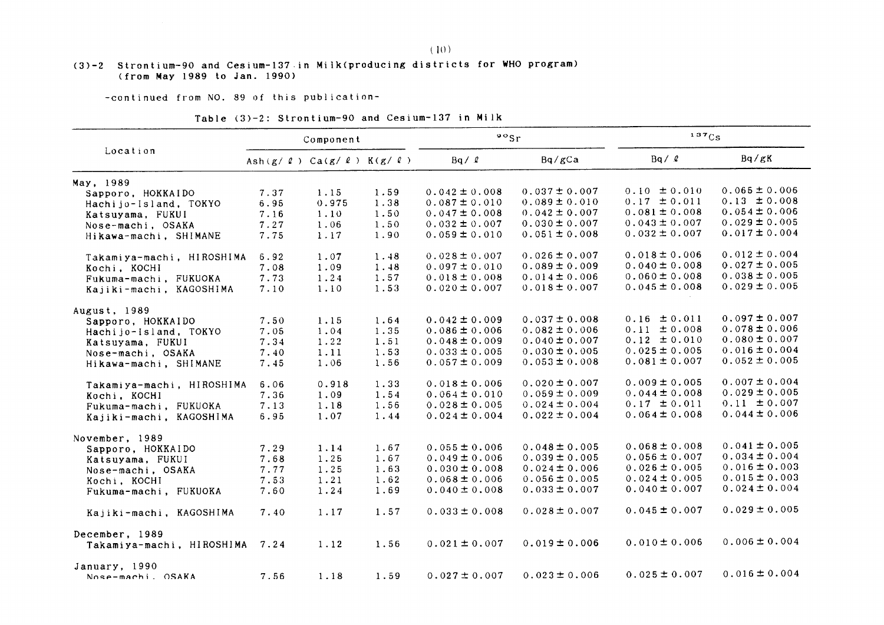### (3)-2 Strontium-90 and Cesium-137 in Milk(producing districts for WHO program) (from May 1989 to Jan. 1990)

-continued from NO. 89 of this publication-

Table (3)-2: Strontium-90 and Cesium-137 in Milk

| Location | Component | | | $^{90}Sr$ | | $^{137}Cs$ | |
|---|---|---|---|---|---|---|---|
| | Ash(g/ℓ) | Ca(g/ℓ) | K(g/ℓ) | Bq/ℓ | Bq/gCa | Bq/ℓ | Bq/gK |
| **May, 1989** | | | | | | | |
| Sapporo, HOKKAIDO | 7.37 | 1.15 | 1.59 | 0.042±0.008 | 0.037±0.007 | 0.10 ±0.010 | 0.065±0.006 |
| Hachijo-Island, TOKYO | 6.95 | 0.975 | 1.38 | 0.087±0.010 | 0.089±0.010 | 0.17 ±0.011 | 0.13 ±0.008 |
| Katsuyama, FUKUI | 7.16 | 1.10 | 1.50 | 0.047±0.008 | 0.042±0.007 | 0.081±0.008 | 0.054±0.006 |
| Nose-machi, OSAKA | 7.27 | 1.06 | 1.50 | 0.032±0.007 | 0.030±0.007 | 0.043±0.007 | 0.029±0.005 |
| Hikawa-machi, SHIMANE | 7.75 | 1.17 | 1.90 | 0.059±0.010 | 0.051±0.008 | 0.032±0.007 | 0.017±0.004 |
| Takamiya-machi, HIROSHIMA | 6.92 | 1.07 | 1.48 | 0.028±0.007 | 0.026±0.007 | 0.018±0.006 | 0.012±0.004 |
| Kochi, KOCHI | 7.08 | 1.09 | 1.48 | 0.097±0.010 | 0.089±0.009 | 0.040±0.008 | 0.027±0.005 |
| Fukuma-machi, FUKUOKA | 7.73 | 1.24 | 1.57 | 0.018±0.008 | 0.014±0.006 | 0.060±0.008 | 0.038±0.005 |
| Kajiki-machi, KAGOSHIMA | 7.10 | 1.10 | 1.53 | 0.020±0.007 | 0.018±0.007 | 0.045±0.008 | 0.029±0.005 |
| **August, 1989** | | | | | | | |
| Sapporo, HOKKAIDO | 7.50 | 1.15 | 1.64 | 0.042±0.009 | 0.037±0.008 | 0.16 ±0.011 | 0.097±0.007 |
| Hachijo-Island, TOKYO | 7.05 | 1.04 | 1.35 | 0.086±0.006 | 0.082±0.006 | 0.11 ±0.008 | 0.078±0.006 |
| Katsuyama, FUKUI | 7.34 | 1.22 | 1.51 | 0.048±0.009 | 0.040±0.007 | 0.12 ±0.010 | 0.080±0.007 |
| Nose-machi, OSAKA | 7.40 | 1.11 | 1.53 | 0.033±0.005 | 0.030±0.005 | 0.025±0.005 | 0.016±0.004 |
| Hikawa-machi, SHIMANE | 7.45 | 1.06 | 1.56 | 0.057±0.009 | 0.053±0.008 | 0.081±0.007 | 0.052±0.005 |
| Takamiya-machi, HIROSHIMA | 6.06 | 0.918 | 1.33 | 0.018±0.006 | 0.020±0.007 | 0.009±0.005 | 0.007±0.004 |
| Kochi, KOCHI | 7.36 | 1.09 | 1.54 | 0.064±0.010 | 0.059±0.009 | 0.044±0.008 | 0.029±0.005 |
| Fukuma-machi, FUKUOKA | 7.13 | 1.18 | 1.56 | 0.028±0.005 | 0.024±0.004 | 0.17 ±0.011 | 0.11 ±0.007 |
| Kajiki-machi, KAGOSHIMA | 6.95 | 1.07 | 1.44 | 0.024±0.004 | 0.022±0.004 | 0.064±0.008 | 0.044±0.006 |
| **November, 1989** | | | | | | | |
| Sapporo, HOKKAIDO | 7.29 | 1.14 | 1.67 | 0.055±0.006 | 0.048±0.005 | 0.068±0.008 | 0.041±0.005 |
| Katsuyama, FUKUI | 7.68 | 1.25 | 1.67 | 0.049±0.006 | 0.039±0.005 | 0.056±0.007 | 0.034±0.004 |
| Nose-machi, OSAKA | 7.77 | 1.25 | 1.63 | 0.030±0.008 | 0.024±0.006 | 0.026±0.005 | 0.016±0.003 |
| Kochi, KOCHI | 7.53 | 1.21 | 1.62 | 0.068±0.006 | 0.056±0.005 | 0.024±0.005 | 0.015±0.003 |
| Fukuma-machi, FUKUOKA | 7.60 | 1.24 | 1.69 | 0.040±0.008 | 0.033±0.007 | 0.040±0.007 | 0.024±0.004 |
| Kajiki-machi, KAGOSHIMA | 7.40 | 1.17 | 1.57 | 0.033±0.008 | 0.028±0.007 | 0.045±0.007 | 0.029±0.005 |
| **December, 1989** | | | | | | | |
| Takamiya-machi, HIROSHIMA | 7.24 | 1.12 | 1.56 | 0.021±0.007 | 0.019±0.006 | 0.010±0.006 | 0.006±0.004 |
| **January, 1990** | | | | | | | |
| Nose-machi, OSAKA | 7.56 | 1.18 | 1.59 | 0.027±0.007 | 0.023±0.006 | 0.025±0.007 | 0.016±0.004 |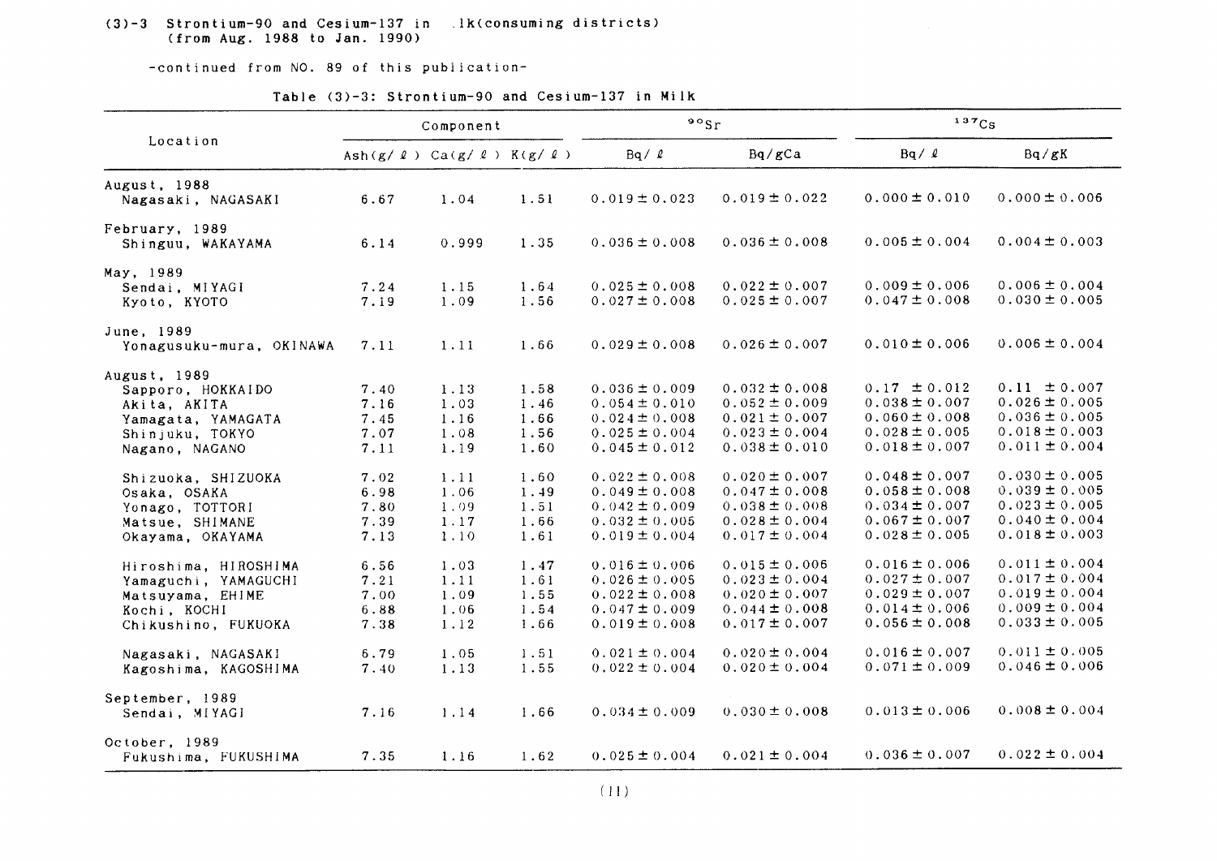(3)-3 Strontium-90 and Cesium-137 in .lk(consuming districts)
(from Aug. 1988 to Jan. 1990)

-continued from NO. 89 of this publication-

Table (3)-3: Strontium-90 and Cesium-137 in Milk

| Location | Component | | | $^{90}Sr$ | | $^{137}Cs$ | |
|---|---|---|---|---|---|---|---|
| | Ash(g/ℓ) | Ca(g/ℓ) | K(g/ℓ) | Bq/ℓ | Bq/gCa | Bq/ℓ | Bq/gK |
| August, 1988 | | | | | | | |
| Nagasaki, NAGASAKI | 6.67 | 1.04 | 1.51 | 0.019±0.023 | 0.019±0.022 | 0.000±0.010 | 0.000±0.006 |
| February, 1989 | | | | | | | |
| Shinguu, WAKAYAMA | 6.14 | 0.999 | 1.35 | 0.036±0.008 | 0.036±0.008 | 0.005±0.004 | 0.004±0.003 |
| May, 1989 | | | | | | | |
| Sendai, MIYAGI | 7.24 | 1.15 | 1.64 | 0.025±0.008 | 0.022±0.007 | 0.009±0.006 | 0.006±0.004 |
| Kyoto, KYOTO | 7.19 | 1.09 | 1.56 | 0.027±0.008 | 0.025±0.007 | 0.047±0.008 | 0.030±0.005 |
| June, 1989 | | | | | | | |
| Yonagusuku-mura, OKINAWA | 7.11 | 1.11 | 1.66 | 0.029±0.008 | 0.026±0.007 | 0.010±0.006 | 0.006±0.004 |
| August, 1989 | | | | | | | |
| Sapporo, HOKKAIDO | 7.40 | 1.13 | 1.58 | 0.036±0.009 | 0.032±0.008 | 0.17 ±0.012 | 0.11 ±0.007 |
| Akita, AKITA | 7.16 | 1.03 | 1.46 | 0.054±0.010 | 0.052±0.009 | 0.038±0.007 | 0.026±0.005 |
| Yamagata, YAMAGATA | 7.45 | 1.16 | 1.66 | 0.024±0.008 | 0.021±0.007 | 0.060±0.008 | 0.036±0.005 |
| Shinjuku, TOKYO | 7.07 | 1.08 | 1.56 | 0.025±0.004 | 0.023±0.004 | 0.028±0.005 | 0.018±0.003 |
| Nagano, NAGANO | 7.11 | 1.19 | 1.60 | 0.045±0.012 | 0.038±0.010 | 0.018±0.007 | 0.011±0.004 |
| Shizuoka, SHIZUOKA | 7.02 | 1.11 | 1.60 | 0.022±0.008 | 0.020±0.007 | 0.048±0.007 | 0.030±0.005 |
| Osaka, OSAKA | 6.98 | 1.06 | 1.49 | 0.049±0.008 | 0.047±0.008 | 0.058±0.008 | 0.039±0.005 |
| Yonago, TOTTORI | 7.80 | 1.09 | 1.51 | 0.042±0.009 | 0.038±0.008 | 0.034±0.007 | 0.023±0.005 |
| Matsue, SHIMANE | 7.39 | 1.17 | 1.66 | 0.032±0.005 | 0.028±0.004 | 0.067±0.007 | 0.040±0.004 |
| Okayama, OKAYAMA | 7.13 | 1.10 | 1.61 | 0.019±0.004 | 0.017±0.004 | 0.028±0.005 | 0.018±0.003 |
| Hiroshima, HIROSHIMA | 6.56 | 1.03 | 1.47 | 0.016±0.006 | 0.015±0.006 | 0.016±0.006 | 0.011±0.004 |
| Yamaguchi, YAMAGUCHI | 7.21 | 1.11 | 1.61 | 0.026±0.005 | 0.023±0.004 | 0.027±0.007 | 0.017±0.004 |
| Matsuyama, EHIME | 7.00 | 1.09 | 1.55 | 0.022±0.008 | 0.020±0.007 | 0.029±0.007 | 0.019±0.004 |
| Kochi, KOCHI | 6.88 | 1.06 | 1.54 | 0.047±0.009 | 0.044±0.008 | 0.014±0.006 | 0.009±0.004 |
| Chikushino, FUKUOKA | 7.38 | 1.12 | 1.66 | 0.019±0.008 | 0.017±0.007 | 0.056±0.008 | 0.033±0.005 |
| Nagasaki, NAGASAKI | 6.79 | 1.05 | 1.51 | 0.021±0.004 | 0.020±0.004 | 0.016±0.007 | 0.011±0.005 |
| Kagoshima, KAGOSHIMA | 7.40 | 1.13 | 1.55 | 0.022±0.004 | 0.020±0.004 | 0.071±0.009 | 0.046±0.006 |
| September, 1989 | | | | | | | |
| Sendai, MIYAGI | 7.16 | 1.14 | 1.66 | 0.034±0.009 | 0.030±0.008 | 0.013±0.006 | 0.008±0.004 |
| October, 1989 | | | | | | | |
| Fukushima, FUKUSHIMA | 7.35 | 1.16 | 1.62 | 0.025±0.004 | 0.021±0.004 | 0.036±0.007 | 0.022±0.004 |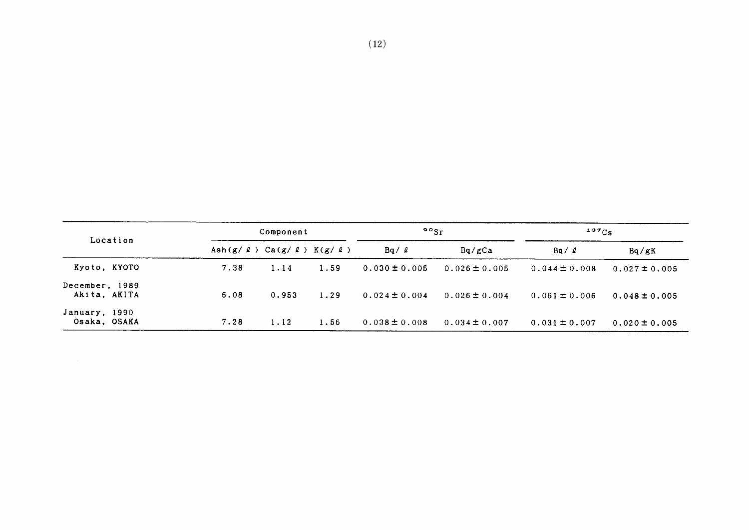| Location | Component | | | $^{90}Sr$ | | $^{137}Cs$ | |
|---|---|---|---|---|---|---|---|
| | Ash(g/ℓ) | Ca(g/ℓ) | K(g/ℓ) | Bq/ℓ | Bq/gCa | Bq/ℓ | Bq/gK |
| Kyoto, KYOTO | 7.38 | 1.14 | 1.59 | 0.030 ± 0.005 | 0.026 ± 0.005 | 0.044 ± 0.008 | 0.027 ± 0.005 |
| December, 1989<br>Akita, AKITA | 6.08 | 0.953 | 1.29 | 0.024 ± 0.004 | 0.026 ± 0.004 | 0.061 ± 0.006 | 0.048 ± 0.005 |
| January, 1990<br>Osaka, OSAKA | 7.28 | 1.12 | 1.56 | 0.038 ± 0.008 | 0.034 ± 0.007 | 0.031 ± 0.007 | 0.020 ± 0.005 |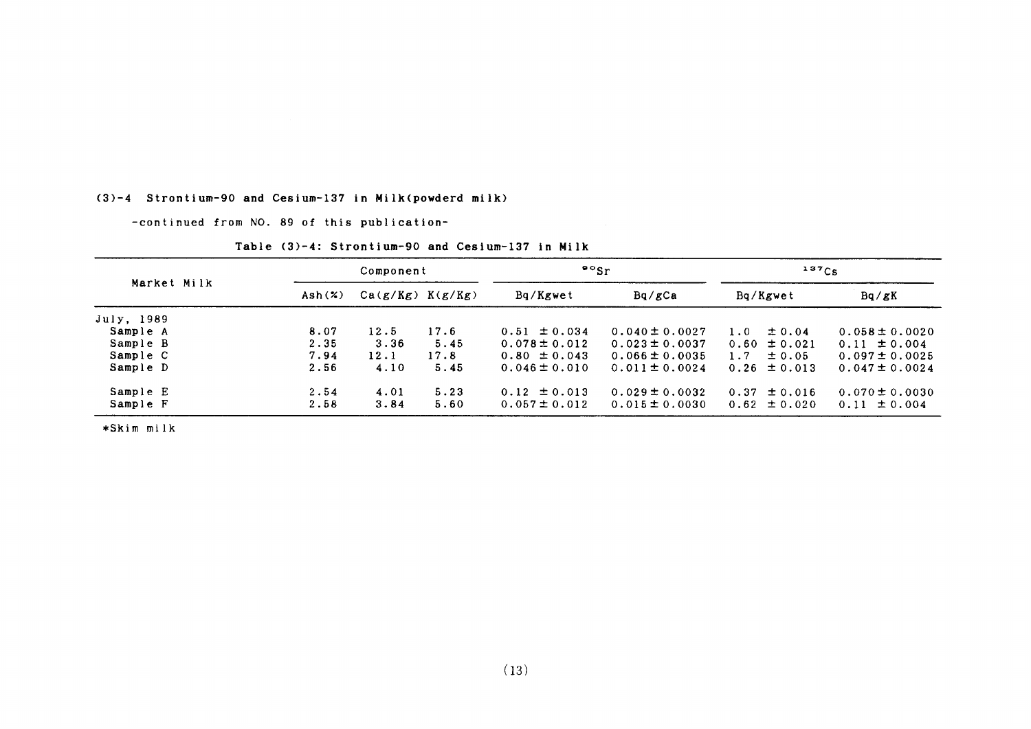### (3)-4 Strontium-90 and Cesium-137 in Milk(powderd milk)

-continued from NO. 89 of this publication-

**Table (3)-4: Strontium-90 and Cesium-137 in Milk**

| Market Milk | Component | | | $^{90}Sr$ | | $^{137}Cs$ | |
|---|---|---|---|---|---|---|---|
| | Ash(%) | Ca(g/Kg) | K(g/Kg) | Bq/Kgwet | Bq/gCa | Bq/Kgwet | Bq/gK |
| July, 1989 | | | | | | | |
| Sample A | 8.07 | 12.5 | 17.6 | 0.51 ± 0.034 | 0.040 ± 0.0027 | 1.0 ± 0.04 | 0.058 ± 0.0020 |
| Sample B | 2.35 | 3.36 | 5.45 | 0.078 ± 0.012 | 0.023 ± 0.0037 | 0.60 ± 0.021 | 0.11 ± 0.004 |
| Sample C | 7.94 | 12.1 | 17.8 | 0.80 ± 0.043 | 0.066 ± 0.0035 | 1.7 ± 0.05 | 0.097 ± 0.0025 |
| Sample D | 2.56 | 4.10 | 5.45 | 0.046 ± 0.010 | 0.011 ± 0.0024 | 0.26 ± 0.013 | 0.047 ± 0.0024 |
| Sample E | 2.54 | 4.01 | 5.23 | 0.12 ± 0.013 | 0.029 ± 0.0032 | 0.37 ± 0.016 | 0.070 ± 0.0030 |
| Sample F | 2.58 | 3.84 | 5.60 | 0.057 ± 0.012 | 0.015 ± 0.0030 | 0.62 ± 0.020 | 0.11 ± 0.004 |

*Skim milk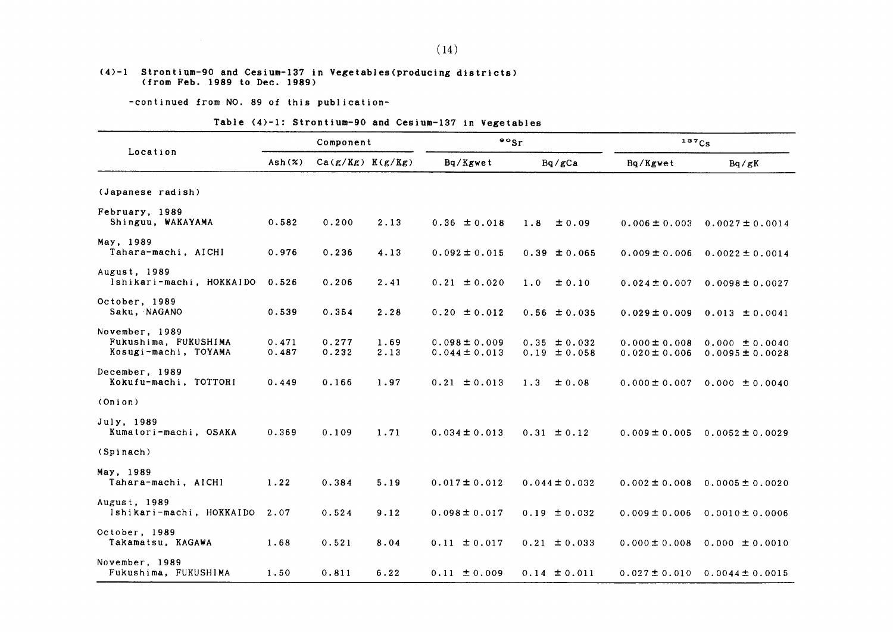## (4)-1 Strontium-90 and Cesium-137 in Vegetables(producing districts) (from Feb. 1989 to Dec. 1989)

-continued from NO. 89 of this publication-

Table (4)-1: Strontium-90 and Cesium-137 in Vegetables

| Location | Component | | | $^{90}Sr$ | | $^{137}Cs$ | |
|---|---|---|---|---|---|---|---|
| | Ash(%) | Ca(g/Kg) | K(g/Kg) | Bq/Kgwet | Bq/gCa | Bq/Kgwet | Bq/gK |
| (Japanese radish) | | | | | | | |
| February, 1989 | | | | | | | |
| Shinguu, WAKAYAMA | 0.582 | 0.200 | 2.13 | 0.36 ± 0.018 | 1.8 ± 0.09 | 0.006 ± 0.003 | 0.0027 ± 0.0014 |
| May, 1989 | | | | | | | |
| Tahara-machi, AICHI | 0.976 | 0.236 | 4.13 | 0.092 ± 0.015 | 0.39 ± 0.065 | 0.009 ± 0.006 | 0.0022 ± 0.0014 |
| August, 1989 | | | | | | | |
| Ishikari-machi, HOKKAIDO | 0.526 | 0.206 | 2.41 | 0.21 ± 0.020 | 1.0 ± 0.10 | 0.024 ± 0.007 | 0.0098 ± 0.0027 |
| October, 1989 | | | | | | | |
| Saku, NAGANO | 0.539 | 0.354 | 2.28 | 0.20 ± 0.012 | 0.56 ± 0.035 | 0.029 ± 0.009 | 0.013 ± 0.0041 |
| November, 1989 | | | | | | | |
| Fukushima, FUKUSHIMA | 0.471 | 0.277 | 1.69 | 0.098 ± 0.009 | 0.35 ± 0.032 | 0.000 ± 0.008 | 0.000 ± 0.0040 |
| Kosugi-machi, TOYAMA | 0.487 | 0.232 | 2.13 | 0.044 ± 0.013 | 0.19 ± 0.058 | 0.020 ± 0.006 | 0.0095 ± 0.0028 |
| December, 1989 | | | | | | | |
| Kokufu-machi, TOTTORI | 0.449 | 0.166 | 1.97 | 0.21 ± 0.013 | 1.3 ± 0.08 | 0.000 ± 0.007 | 0.000 ± 0.0040 |
| (Onion) | | | | | | | |
| July, 1989 | | | | | | | |
| Kumatori-machi, OSAKA | 0.369 | 0.109 | 1.71 | 0.034 ± 0.013 | 0.31 ± 0.12 | 0.009 ± 0.005 | 0.0052 ± 0.0029 |
| (Spinach) | | | | | | | |
| May, 1989 | | | | | | | |
| Tahara-machi, AICHI | 1.22 | 0.384 | 5.19 | 0.017 ± 0.012 | 0.044 ± 0.032 | 0.002 ± 0.008 | 0.0005 ± 0.0020 |
| August, 1989 | | | | | | | |
| Ishikari-machi, HOKKAIDO | 2.07 | 0.524 | 9.12 | 0.098 ± 0.017 | 0.19 ± 0.032 | 0.009 ± 0.006 | 0.0010 ± 0.0006 |
| October, 1989 | | | | | | | |
| Takamatsu, KAGAWA | 1.68 | 0.521 | 8.04 | 0.11 ± 0.017 | 0.21 ± 0.033 | 0.000 ± 0.008 | 0.000 ± 0.0010 |
| November, 1989 | | | | | | | |
| Fukushima, FUKUSHIMA | 1.50 | 0.811 | 6.22 | 0.11 ± 0.009 | 0.14 ± 0.011 | 0.027 ± 0.010 | 0.0044 ± 0.0015 |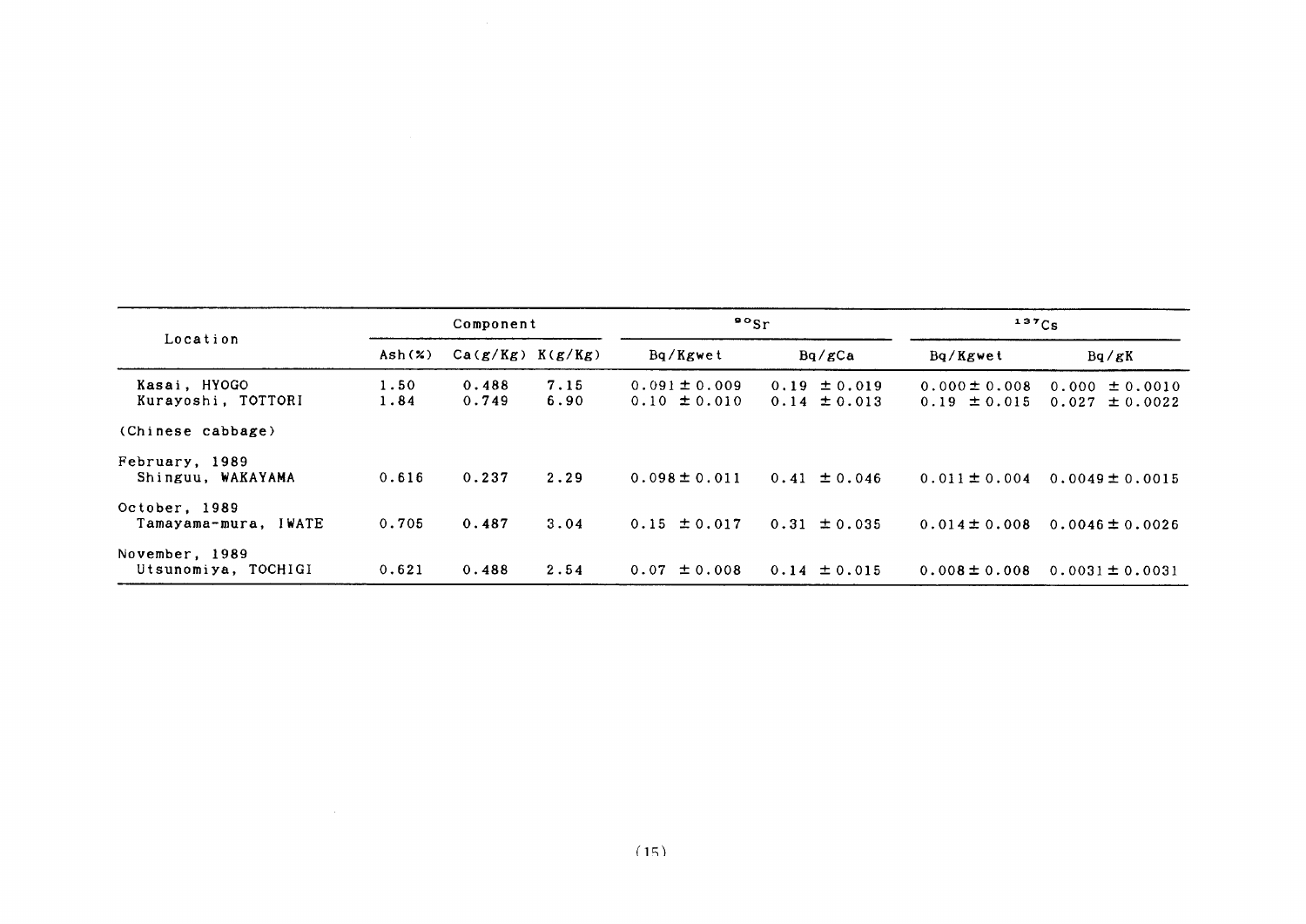| Location | Component | | | $^{90}Sr$ | | $^{137}Cs$ | |
|---|---|---|---|---|---|---|---|
| | Ash(%) | Ca(g/Kg) | K(g/Kg) | Bq/Kgwet | Bq/gCa | Bq/Kgwet | Bq/gK |
| Kasai, HYOGO | 1.50 | 0.488 | 7.15 | 0.091 ± 0.009 | 0.19 ± 0.019 | 0.000 ± 0.008 | 0.000 ± 0.0010 |
| Kurayoshi, TOTTORI | 1.84 | 0.749 | 6.90 | 0.10 ± 0.010 | 0.14 ± 0.013 | 0.19 ± 0.015 | 0.027 ± 0.0022 |
| (Chinese cabbage) | | | | | | | |
| February, 1989 Shinguu, WAKAYAMA | 0.616 | 0.237 | 2.29 | 0.098 ± 0.011 | 0.41 ± 0.046 | 0.011 ± 0.004 | 0.0049 ± 0.0015 |
| October, 1989 Tamayama-mura, IWATE | 0.705 | 0.487 | 3.04 | 0.15 ± 0.017 | 0.31 ± 0.035 | 0.014 ± 0.008 | 0.0046 ± 0.0026 |
| November, 1989 Utsunomiya, TOCHIGI | 0.621 | 0.488 | 2.54 | 0.07 ± 0.008 | 0.14 ± 0.015 | 0.008 ± 0.008 | 0.0031 ± 0.0031 |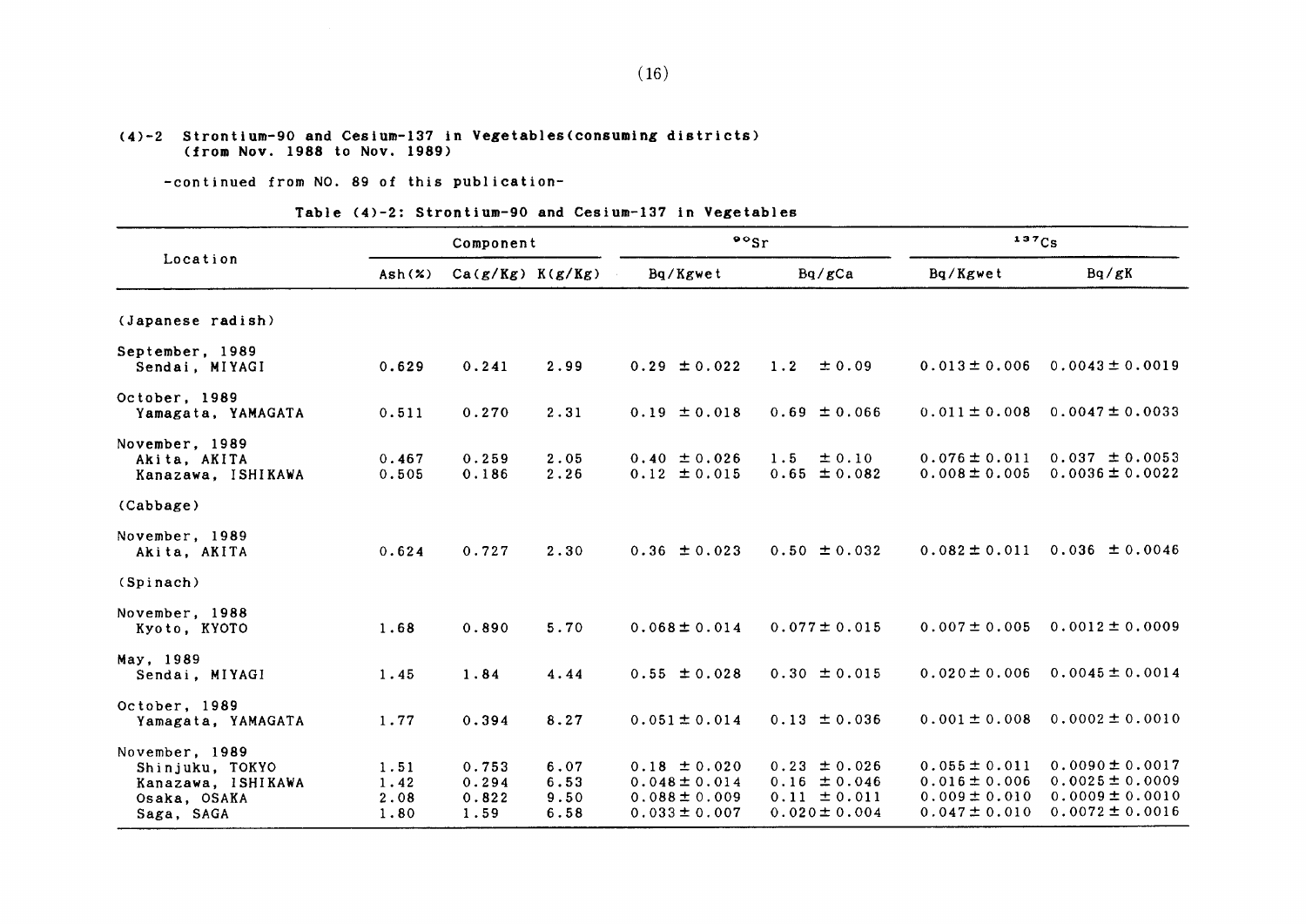### (4)-2 Strontium-90 and Cesium-137 in Vegetables(consuming districts) (from Nov. 1988 to Nov. 1989)

-continued from NO. 89 of this publication-

**Table (4)-2: Strontium-90 and Cesium-137 in Vegetables**

| Location | Component | | | $^{90}Sr$ | | $^{137}Cs$ | |
|---|---|---|---|---|---|---|---|
| | Ash(%) | Ca(g/Kg) | K(g/Kg) | Bq/Kgwet | Bq/gCa | Bq/Kgwet | Bq/gK |
| (Japanese radish) | | | | | | | |
| September, 1989 | | | | | | | |
| Sendai, MIYAGI | 0.629 | 0.241 | 2.99 | 0.29 ± 0.022 | 1.2 ± 0.09 | 0.013 ± 0.006 | 0.0043 ± 0.0019 |
| October, 1989 | | | | | | | |
| Yamagata, YAMAGATA | 0.511 | 0.270 | 2.31 | 0.19 ± 0.018 | 0.69 ± 0.066 | 0.011 ± 0.008 | 0.0047 ± 0.0033 |
| November, 1989 | | | | | | | |
| Akita, AKITA | 0.467 | 0.259 | 2.05 | 0.40 ± 0.026 | 1.5 ± 0.10 | 0.076 ± 0.011 | 0.037 ± 0.0053 |
| Kanazawa, ISHIKAWA | 0.505 | 0.186 | 2.26 | 0.12 ± 0.015 | 0.65 ± 0.082 | 0.008 ± 0.005 | 0.0036 ± 0.0022 |
| (Cabbage) | | | | | | | |
| November, 1989 | | | | | | | |
| Akita, AKITA | 0.624 | 0.727 | 2.30 | 0.36 ± 0.023 | 0.50 ± 0.032 | 0.082 ± 0.011 | 0.036 ± 0.0046 |
| (Spinach) | | | | | | | |
| November, 1988 | | | | | | | |
| Kyoto, KYOTO | 1.68 | 0.890 | 5.70 | 0.068 ± 0.014 | 0.077 ± 0.015 | 0.007 ± 0.005 | 0.0012 ± 0.0009 |
| May, 1989 | | | | | | | |
| Sendai, MIYAGI | 1.45 | 1.84 | 4.44 | 0.55 ± 0.028 | 0.30 ± 0.015 | 0.020 ± 0.006 | 0.0045 ± 0.0014 |
| October, 1989 | | | | | | | |
| Yamagata, YAMAGATA | 1.77 | 0.394 | 8.27 | 0.051 ± 0.014 | 0.13 ± 0.036 | 0.001 ± 0.008 | 0.0002 ± 0.0010 |
| November, 1989 | | | | | | | |
| Shinjuku, TOKYO | 1.51 | 0.753 | 6.07 | 0.18 ± 0.020 | 0.23 ± 0.026 | 0.055 ± 0.011 | 0.0090 ± 0.0017 |
| Kanazawa, ISHIKAWA | 1.42 | 0.294 | 6.53 | 0.048 ± 0.014 | 0.16 ± 0.046 | 0.016 ± 0.006 | 0.0025 ± 0.0009 |
| Osaka, OSAKA | 2.08 | 0.822 | 9.50 | 0.088 ± 0.009 | 0.11 ± 0.011 | 0.009 ± 0.010 | 0.0009 ± 0.0010 |
| Saga, SAGA | 1.80 | 1.59 | 6.58 | 0.033 ± 0.007 | 0.020 ± 0.004 | 0.047 ± 0.010 | 0.0072 ± 0.0016 |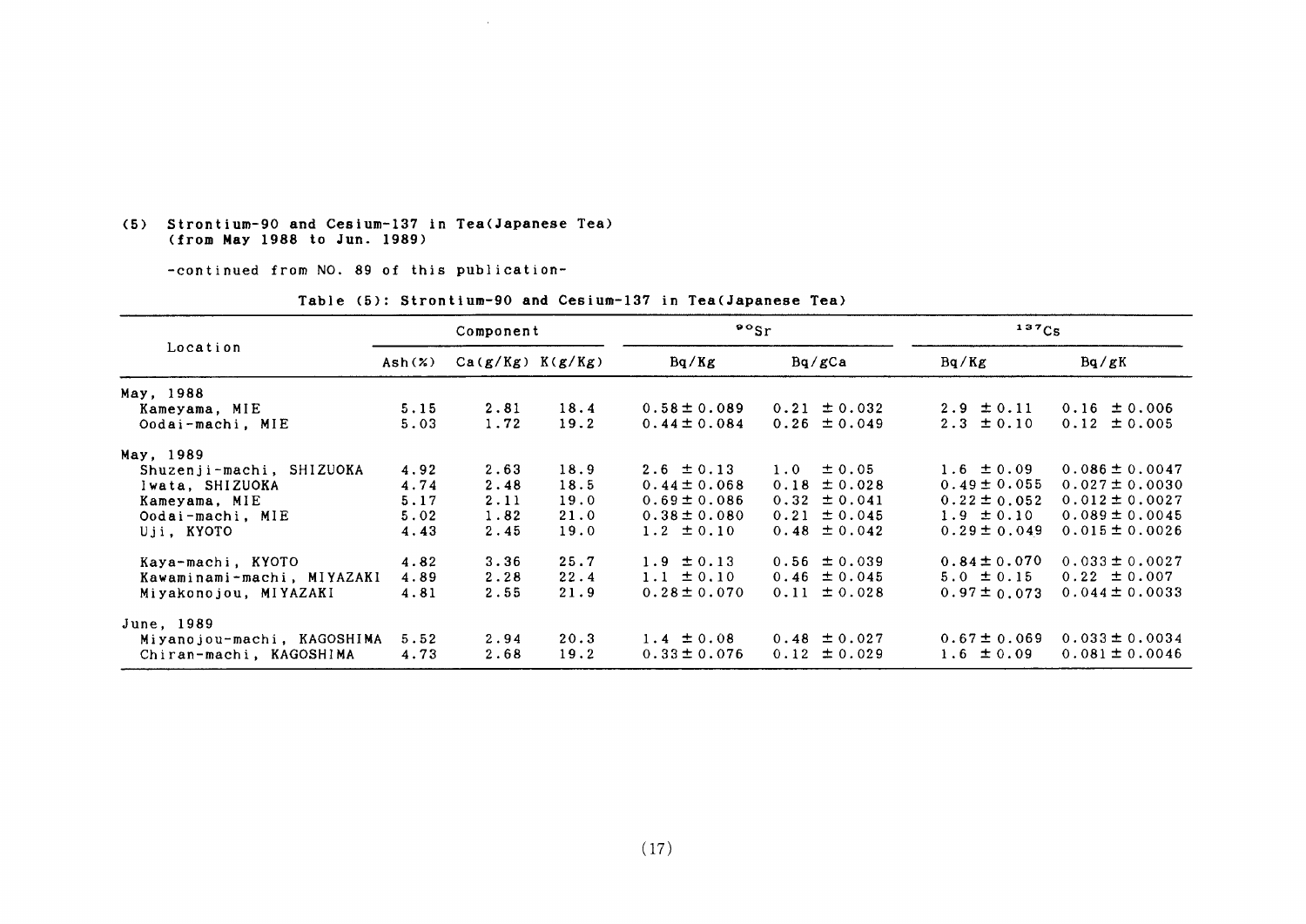### (5) Strontium-90 and Cesium-137 in Tea(Japanese Tea) (from May 1988 to Jun. 1989)

-continued from NO. 89 of this publication-

**Table (5): Strontium-90 and Cesium-137 in Tea(Japanese Tea)**

| Location | Component | | | $^{90}Sr$ | | $^{137}Cs$ | |
|---|---|---|---|---|---|---|---|
| | Ash(%) | Ca(g/Kg) | K(g/Kg) | Bq/Kg | Bq/gCa | Bq/Kg | Bq/gK |
| May, 1988 | | | | | | | |
| Kameyama, MIE | 5.15 | 2.81 | 18.4 | 0.58 ± 0.089 | 0.21 ± 0.032 | 2.9 ± 0.11 | 0.16 ± 0.006 |
| Oodai-machi, MIE | 5.03 | 1.72 | 19.2 | 0.44 ± 0.084 | 0.26 ± 0.049 | 2.3 ± 0.10 | 0.12 ± 0.005 |
| May, 1989 | | | | | | | |
| Shuzenji-machi, SHIZUOKA | 4.92 | 2.63 | 18.9 | 2.6 ± 0.13 | 1.0 ± 0.05 | 1.6 ± 0.09 | 0.086 ± 0.0047 |
| Iwata, SHIZUOKA | 4.74 | 2.48 | 18.5 | 0.44 ± 0.068 | 0.18 ± 0.028 | 0.49 ± 0.055 | 0.027 ± 0.0030 |
| Kameyama, MIE | 5.17 | 2.11 | 19.0 | 0.69 ± 0.086 | 0.32 ± 0.041 | 0.22 ± 0.052 | 0.012 ± 0.0027 |
| Oodai-machi, MIE | 5.02 | 1.82 | 21.0 | 0.38 ± 0.080 | 0.21 ± 0.045 | 1.9 ± 0.10 | 0.089 ± 0.0045 |
| Uji, KYOTO | 4.43 | 2.45 | 19.0 | 1.2 ± 0.10 | 0.48 ± 0.042 | 0.29 ± 0.049 | 0.015 ± 0.0026 |
| Kaya-machi, KYOTO | 4.82 | 3.36 | 25.7 | 1.9 ± 0.13 | 0.56 ± 0.039 | 0.84 ± 0.070 | 0.033 ± 0.0027 |
| Kawaminami-machi, MIYAZAKI | 4.89 | 2.28 | 22.4 | 1.1 ± 0.10 | 0.46 ± 0.045 | 5.0 ± 0.15 | 0.22 ± 0.007 |
| Miyakonojou, MIYAZAKI | 4.81 | 2.55 | 21.9 | 0.28 ± 0.070 | 0.11 ± 0.028 | 0.97 ± 0.073 | 0.044 ± 0.0033 |
| June, 1989 | | | | | | | |
| Miyanojou-machi, KAGOSHIMA | 5.52 | 2.94 | 20.3 | 1.4 ± 0.08 | 0.48 ± 0.027 | 0.67 ± 0.069 | 0.033 ± 0.0034 |
| Chiran-machi, KAGOSHIMA | 4.73 | 2.68 | 19.2 | 0.33 ± 0.076 | 0.12 ± 0.029 | 1.6 ± 0.09 | 0.081 ± 0.0046 |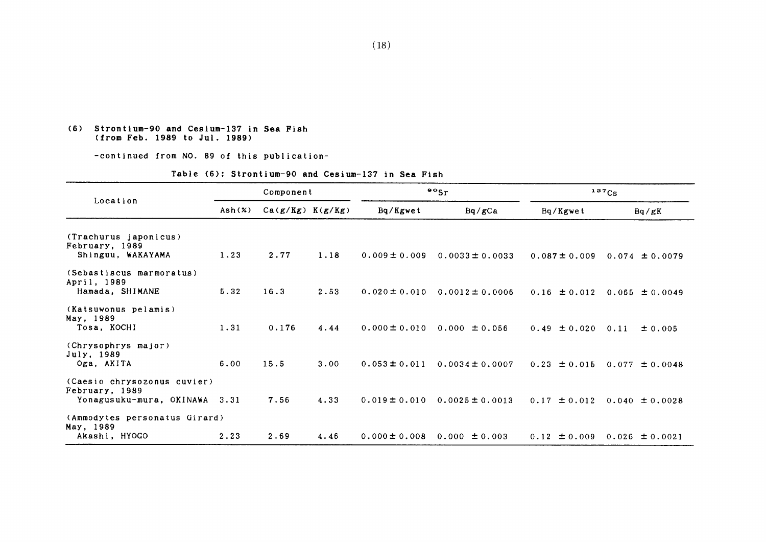## (6) Strontium-90 and Cesium-137 in Sea Fish (from Feb. 1989 to Jul. 1989)

-continued from NO. 89 of this publication-

Table (6): Strontium-90 and Cesium-137 in Sea Fish

| Location | Component | | | $^{90}Sr$ | | $^{137}Cs$ | |
|---|---|---|---|---|---|---|---|
| | Ash(%) | Ca(g/Kg) | K(g/Kg) | Bq/Kgwet | Bq/gCa | Bq/Kgwet | Bq/gK |
| (Trachurus japonicus) February, 1989 Shinguu, WAKAYAMA | 1.23 | 2.77 | 1.18 | 0.009±0.009 | 0.0033±0.0033 | 0.087±0.009 | 0.074 ±0.0079 |
| (Sebastiscus marmoratus) April, 1989 Hamada, SHIMANE | 5.32 | 16.3 | 2.53 | 0.020±0.010 | 0.0012±0.0006 | 0.16 ±0.012 | 0.065 ±0.0049 |
| (Katsuwonus pelamis) May, 1989 Tosa, KOCHI | 1.31 | 0.176 | 4.44 | 0.000±0.010 | 0.000 ±0.056 | 0.49 ±0.020 | 0.11 ±0.005 |
| (Chrysophrys major) July, 1989 Oga, AKITA | 6.00 | 15.5 | 3.00 | 0.053±0.011 | 0.0034±0.0007 | 0.23 ±0.015 | 0.077 ±0.0048 |
| (Caesio chrysozonus cuvier) February, 1989 Yonagusuku-mura, OKINAWA | 3.31 | 7.56 | 4.33 | 0.019±0.010 | 0.0025±0.0013 | 0.17 ±0.012 | 0.040 ±0.0028 |
| (Ammodytes personatus Girard) May, 1989 Akashi, HYOGO | 2.23 | 2.69 | 4.46 | 0.000±0.008 | 0.000 ±0.003 | 0.12 ±0.009 | 0.026 ±0.0021 |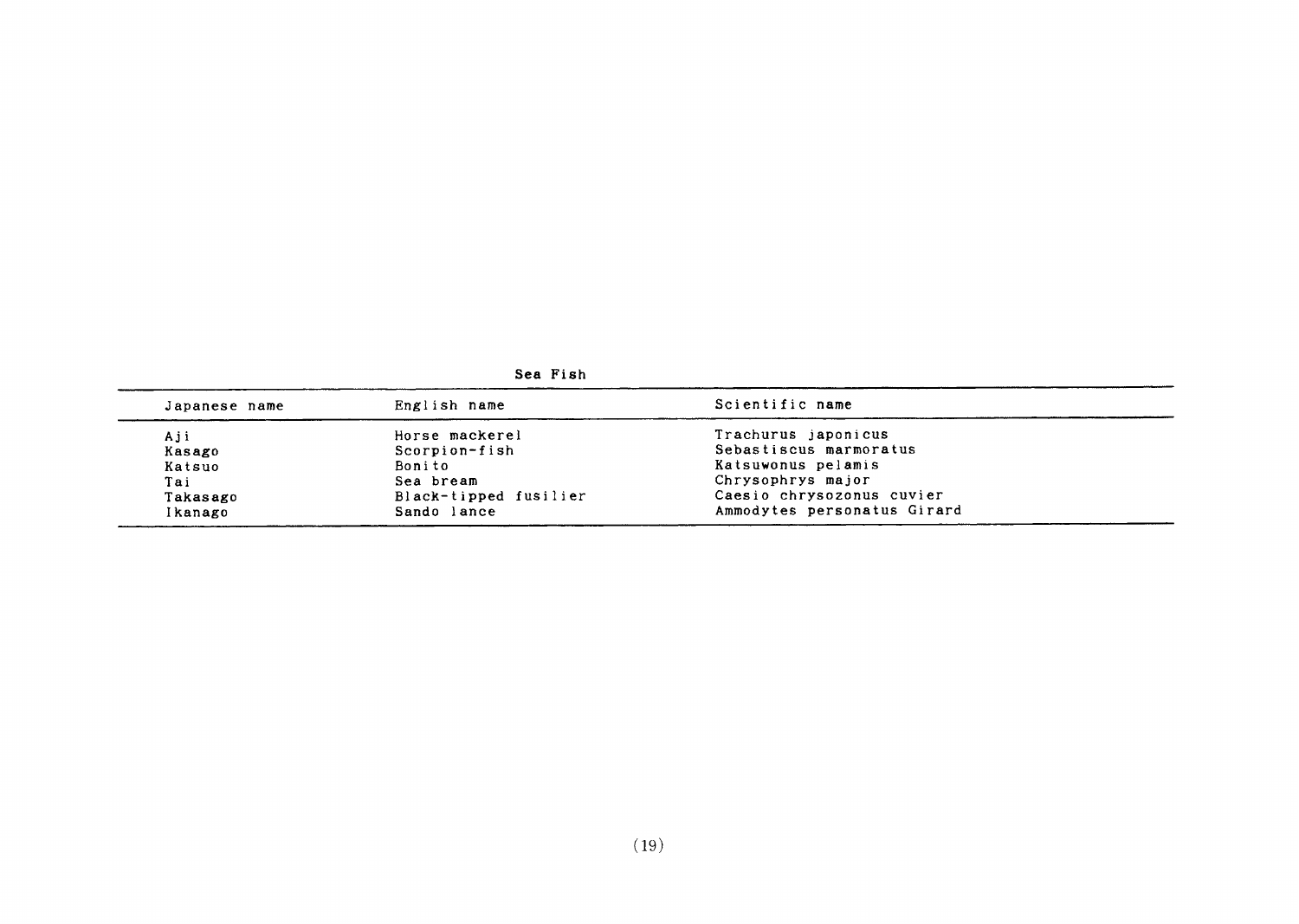Sea Fish

| Japanese name | English name | Scientific name |
|---|---|---|
| Aji | Horse mackerel | Trachurus japonicus |
| Kasago | Scorpion-fish | Sebastiscus marmoratus |
| Katsuo | Bonito | Katsuwonus pelamis |
| Tai | Sea bream | Chrysophrys major |
| Takasago | Black-tipped fusilier | Caesio chrysozonus cuvier |
| Ikanago | Sando lance | Ammodytes personatus Girard |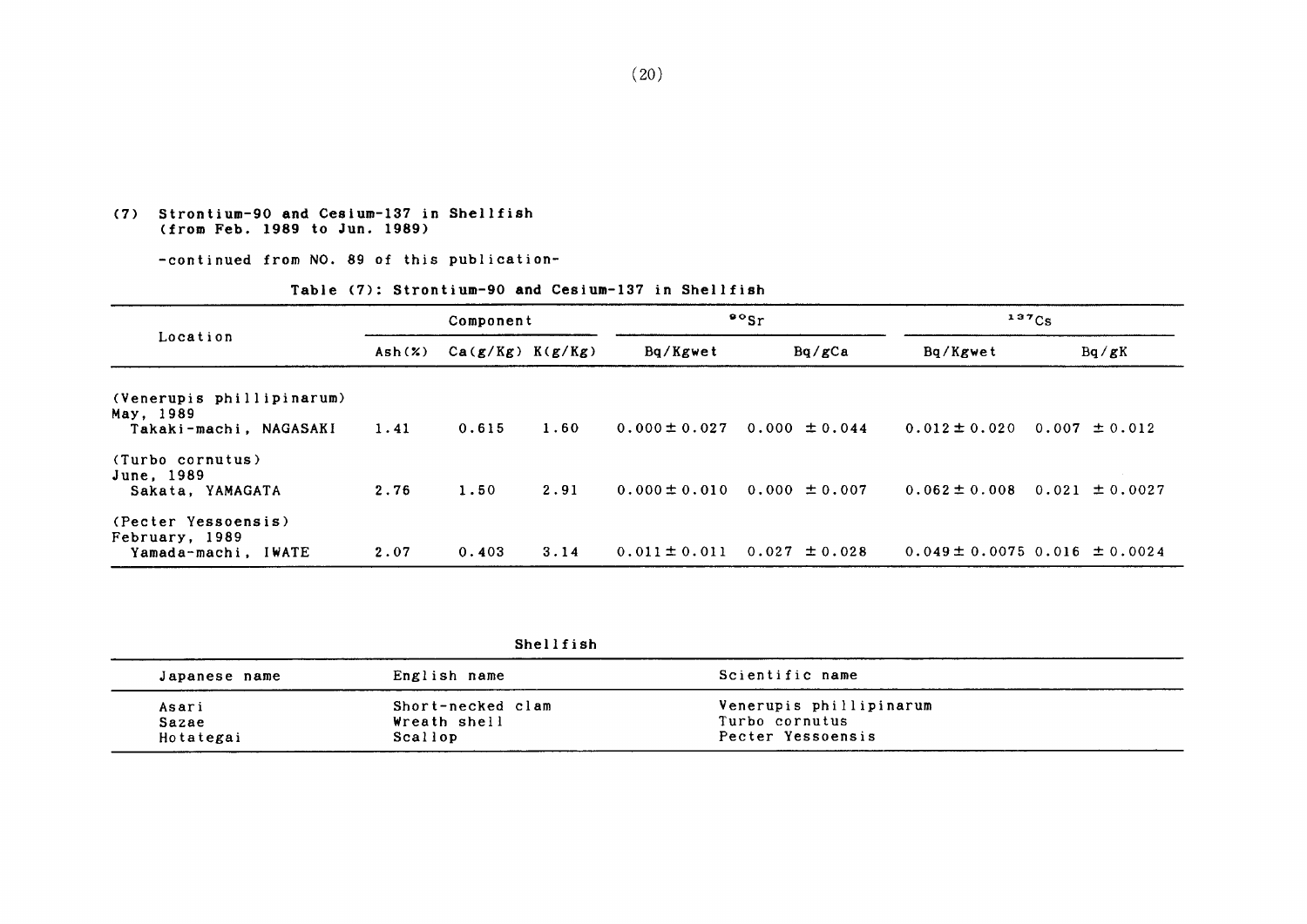## (7) Strontium-90 and Cesium-137 in Shellfish (from Feb. 1989 to Jun. 1989)

-continued from NO. 89 of this publication-

**Table (7): Strontium-90 and Cesium-137 in Shellfish**

| Location | Component | | | $^{90}Sr$ | | $^{137}Cs$ | |
|---|---|---|---|---|---|---|---|
| | Ash(%) | Ca(g/Kg) | K(g/Kg) | Bq/Kgwet | Bq/gCa | Bq/Kgwet | Bq/gK |
| (Venerupis phillipinarum) May, 1989 Takaki-machi, NAGASAKI | 1.41 | 0.615 | 1.60 | 0.000 ± 0.027 | 0.000 ± 0.044 | 0.012 ± 0.020 | 0.007 ± 0.012 |
| (Turbo cornutus) June, 1989 Sakata, YAMAGATA | 2.76 | 1.50 | 2.91 | 0.000 ± 0.010 | 0.000 ± 0.007 | 0.062 ± 0.008 | 0.021 ± 0.0027 |
| (Pecter Yessoensis) February, 1989 Yamada-machi, IWATE | 2.07 | 0.403 | 3.14 | 0.011 ± 0.011 | 0.027 ± 0.028 | 0.049 ± 0.0075 | 0.016 ± 0.0024 |

**Shellfish**

| Japanese name | English name | Scientific name |
|---|---|---|
| Asari | Short-necked clam | Venerupis phillipinarum |
| Sazae | Wreath shell | Turbo cornutus |
| Hotategai | Scallop | Pecter Yessoensis |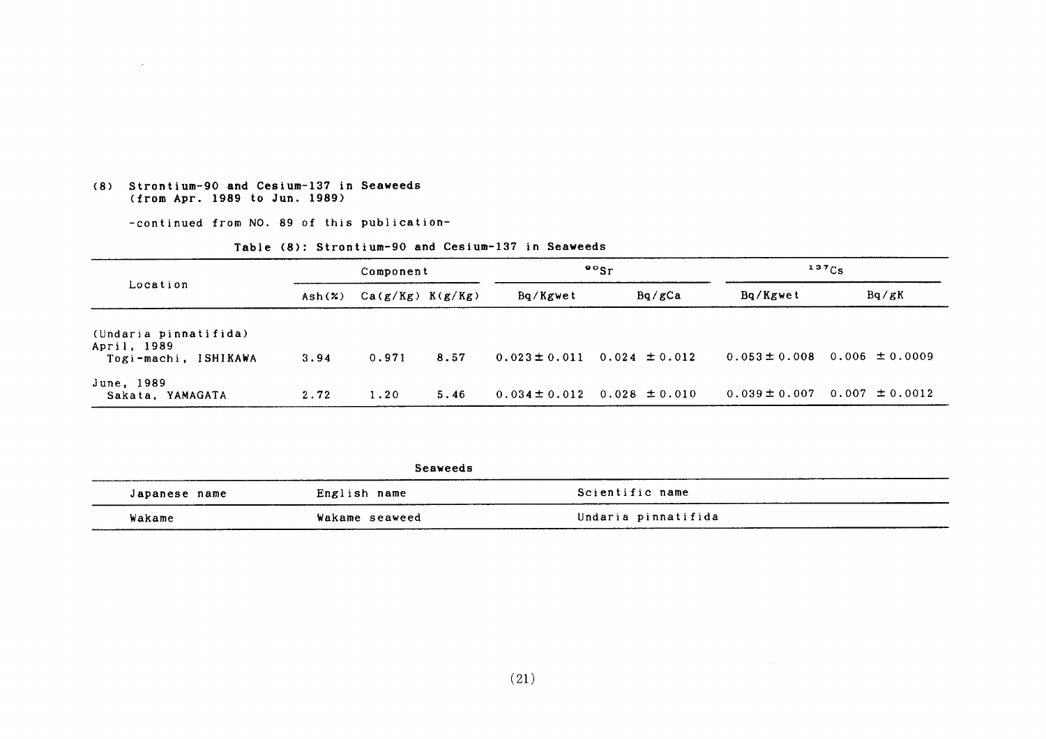## (8) Strontium-90 and Cesium-137 in Seaweeds (from Apr. 1989 to Jun. 1989)

-continued from NO. 89 of this publication-

Table (8): Strontium-90 and Cesium-137 in Seaweeds

| Location | Component | | | $^{90}Sr$ | | $^{137}Cs$ | |
|---|---|---|---|---|---|---|---|
| | Ash(%) | Ca(g/Kg) | K(g/Kg) | Bq/Kgwet | Bq/gCa | Bq/Kgwet | Bq/gK |
| (Undaria pinnatifida) | | | | | | | |
| April, 1989 Togi-machi, ISHIKAWA | 3.94 | 0.971 | 8.57 | 0.023 ± 0.011 | 0.024 ± 0.012 | 0.053 ± 0.008 | 0.006 ± 0.0009 |
| June, 1989 Sakata, YAMAGATA | 2.72 | 1.20 | 5.46 | 0.034 ± 0.012 | 0.028 ± 0.010 | 0.039 ± 0.007 | 0.007 ± 0.0012 |

Seaweeds

| Japanese name | English name | Scientific name |
|---|---|---|
| Wakame | Wakame seaweed | Undaria pinnatifida |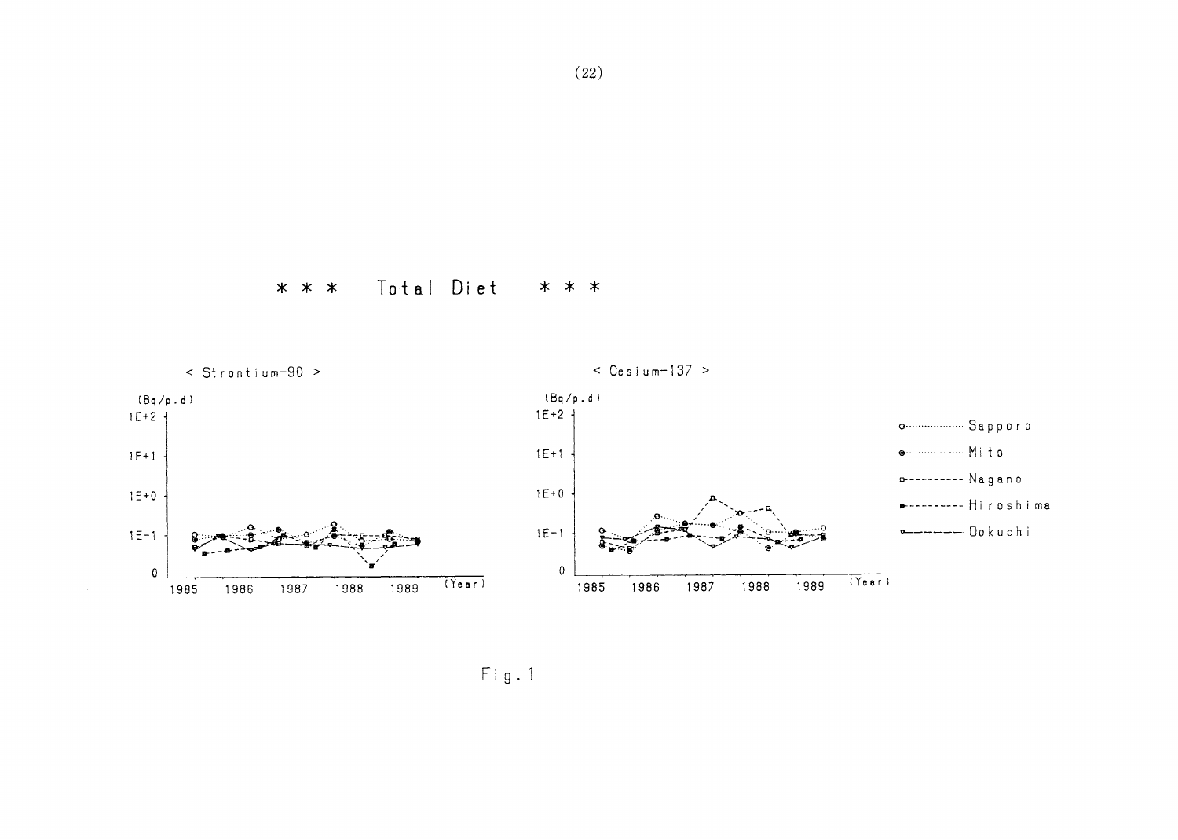*** Total Diet ***

< Strontium-90 >

(Bq/p.d)

1E+2

1E+1

1E+0

1E-1

0

1985 1986 1987 1988 1989 (Year)

< Cesium-137 >

(Bq/p.d)

1E+2

1E+1

1E+0

1E-1

0

1985 1986 1987 1988 1989 (Year)

Sapporo

Mito

Nagano

Hiroshima

Ookuchi

Fig. 1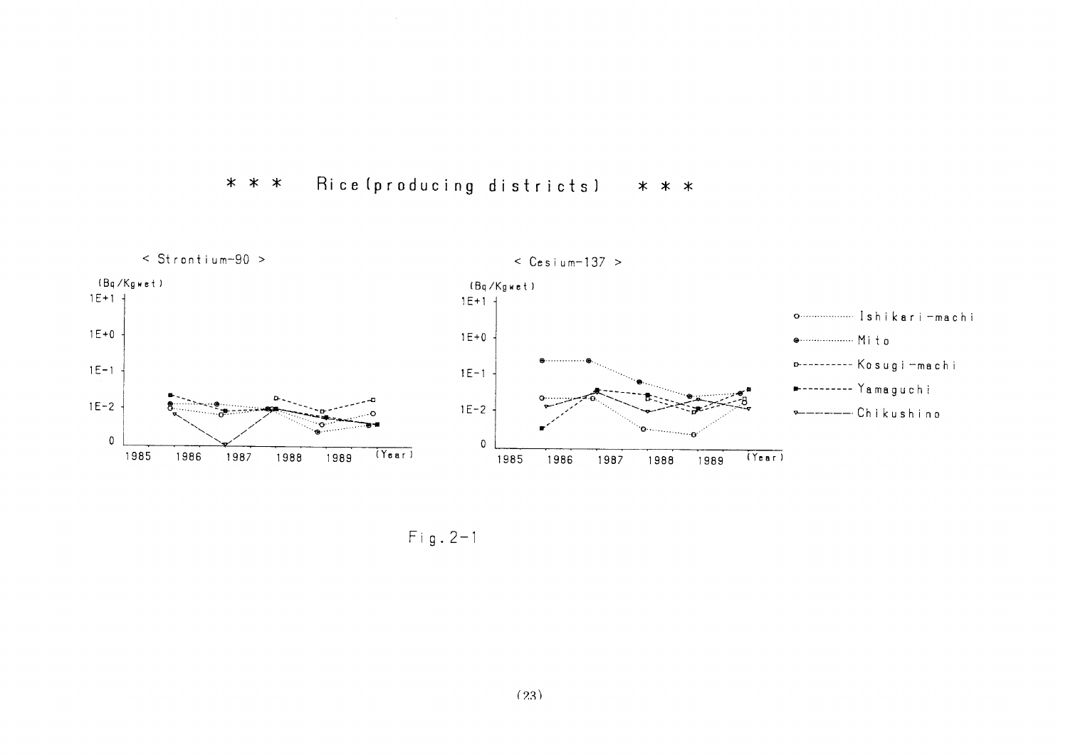\* \* \* Rice (producing districts) \* \* \*

< Strontium-90 >

(Bq/Kgwet)

1E+1

1E+0

1E-1

1E-2

0

1985 1986 1987 1988 1989 (Year)

< Cesium-137 >

(Bq/Kgwet)

1E+1

1E+0

1E-1

1E-2

0

1985 1986 1987 1988 1989 (Year)

Ishikari-machi

Mito

Kosugi-machi

Yamaguchi

Chikushino

Fig. 2-1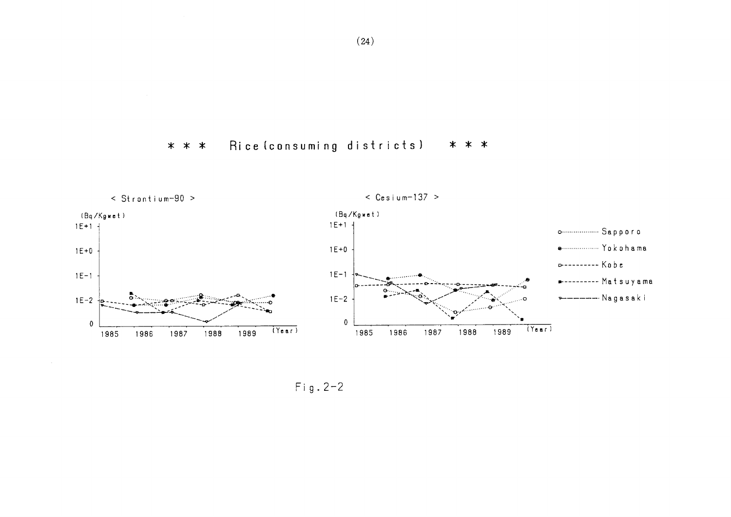\* \* \* Rice (consuming districts) \* \* \*

< Strontium-90 >

(Bq/Kgwet)

1E+1

1E+0

1E-1

1E-2

0

1985 1986 1987 1988 1989 (Year)

< Cesium-137 >

(Bq/Kgwet)

1E+1

1E+0

1E-1

1E-2

0

1985 1986 1987 1988 1989 (Year)

Sapporo

Yokohama

Kobe

Matsuyama

Nagasaki

Fig. 2-2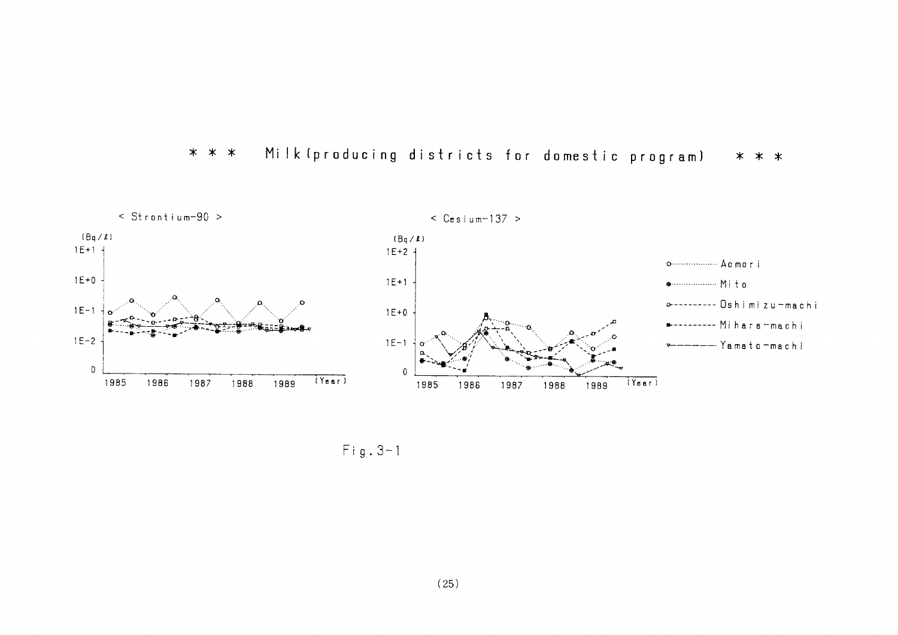# ＊＊＊ Milk (producing districts for domestic program) ＊＊＊

< Strontium-90 >

(Bq/ℓ)
1E+1
1E+0
1E-1
1E-2
0
1985
1986
1987
1988
1989
(Year)

< Cesium-137 >

(Bq/ℓ)
1E+2
1E+1
1E+0
1E-1
0
1985
1986
1987
1988
1989
(Year)

Aomori
Mito
Oshimizu-machi
Mihara-machi
Yamato-machi

Fig.3-1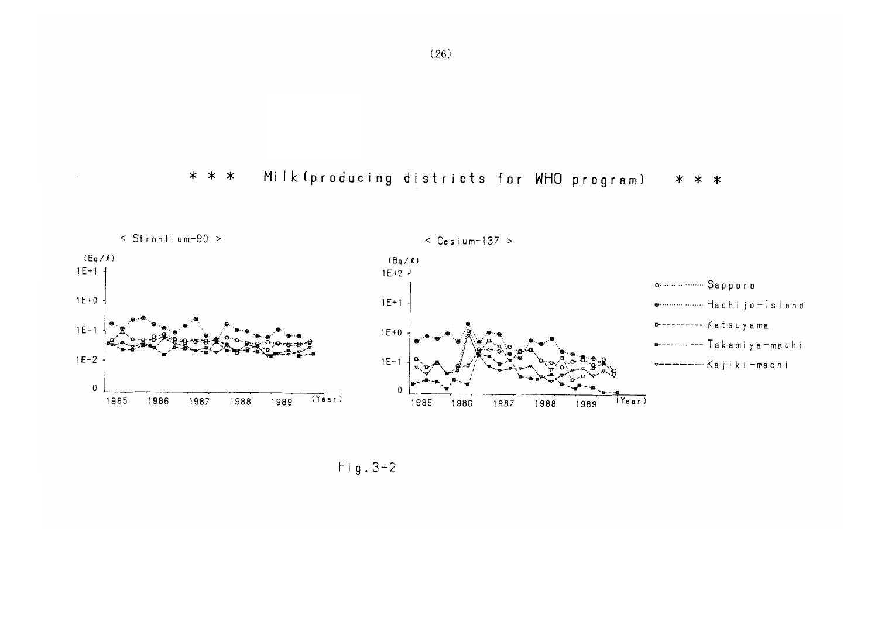\* \* \* Milk(producing districts for WHO program) \* \* \*

< Strontium-90 >

(Bq/ℓ)

1E+1

1E+0

1E-1

1E-2

0

1985 1986 1987 1988 1989 (Year)

< Cesium-137 >

(Bq/ℓ)

1E+2

1E+1

1E+0

1E-1

0

1985 1986 1987 1988 1989 (Year)

Sapporo

Hachijo-Island

Katsuyama

Takamiya-machi

Kajiki-machi

Fig.3-2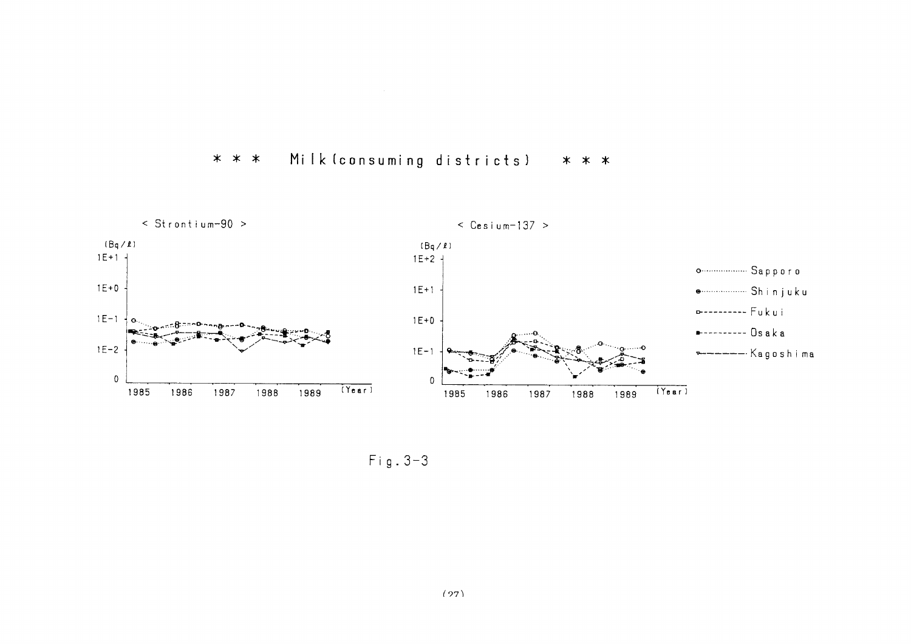*** Milk (consuming districts) ***

< Strontium-90 >

(Bq/ℓ)

1E+1

1E+0

1E-1

1E-2

0

1985 1986 1987 1988 1989 (Year)

< Cesium-137 >

(Bq/ℓ)

1E+2

1E+1

1E+0

1E-1

0

1985 1986 1987 1988 1989 (Year)

Sapporo

Shinjuku

Fukui

Osaka

Kagoshima

Fig. 3-3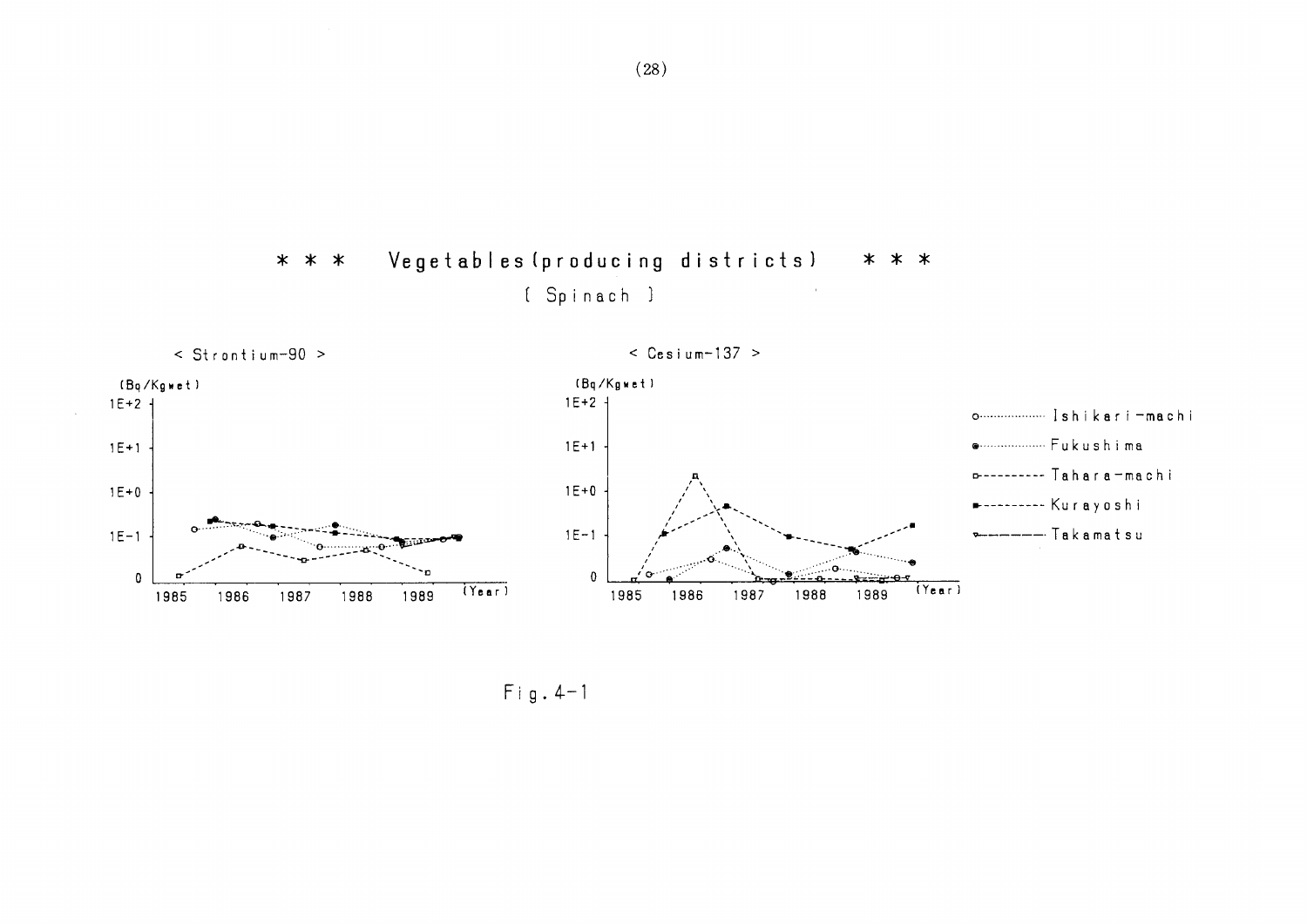## * * * Vegetables (producing districts) * * *

[ Spinach ]

< Strontium-90 >

(Bq/Kgwet)

1E+2

1E+1

1E+0

1E-1

0

1985 1986 1987 1988 1989 (Year)

< Cesium-137 >

(Bq/Kgwet)

1E+2

1E+1

1E+0

1E-1

0

1985 1986 1987 1988 1989 (Year)

Ishikari-machi

Fukushima

Tahara-machi

Kurayoshi

Takamatsu

Fig. 4-1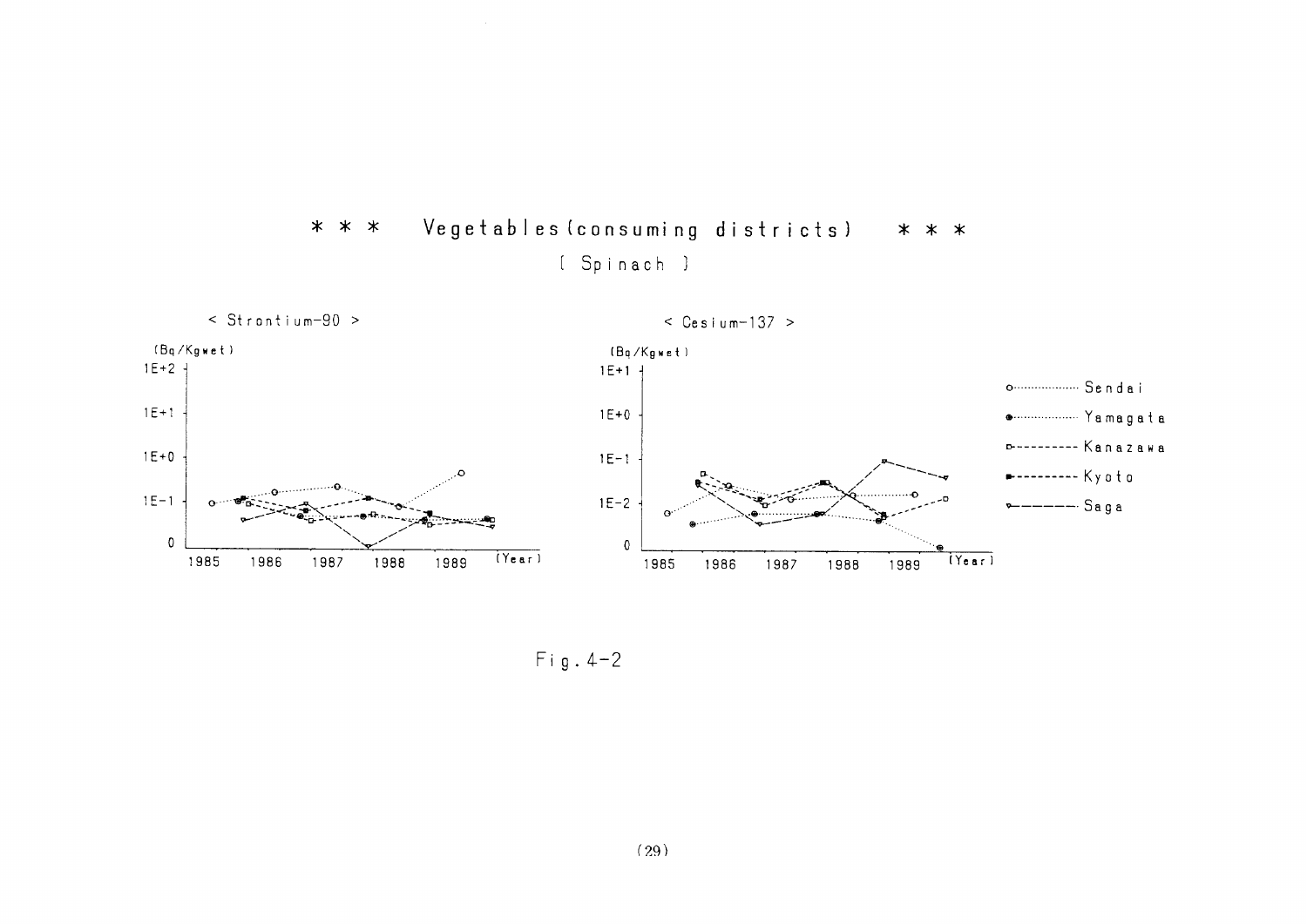## * * * Vegetables (consuming districts) * * *

[ Spinach ]

< Strontium-90 >

(Bq/Kgwet)

1E+2

1E+1

1E+0

1E−1

0

1985 1986 1987 1988 1989 (Year)

< Cesium-137 >

(Bq/Kgwet)

1E+1

1E+0

1E−1

1E−2

0

1985 1986 1987 1988 1989 (Year)

Sendai

Yamagata

Kanazawa

Kyoto

Saga

Fig. 4-2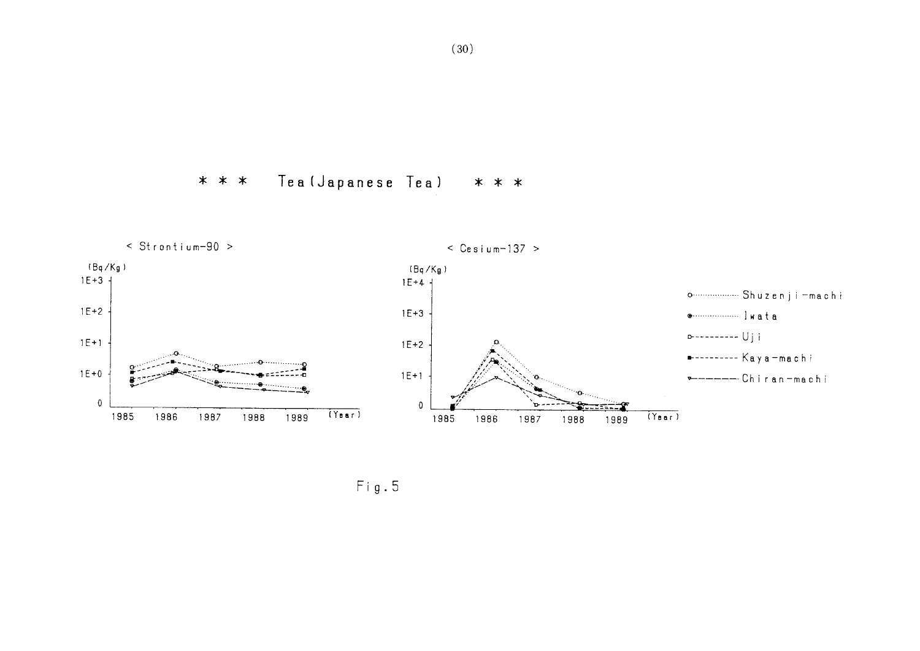\* \* \* Tea (Japanese Tea) \* \* \*

< Strontium-90 >

(Bq/Kg)

1E+3

1E+2

1E+1

1E+0

0

1985 1986 1987 1988 1989 (Year)

< Cesium-137 >

(Bq/Kg)

1E+4

1E+3

1E+2

1E+1

0

1985 1986 1987 1988 1989 (Year)

Shuzenji-machi

Iwata

Uji

Kaya-machi

Chiran-machi

Fig.5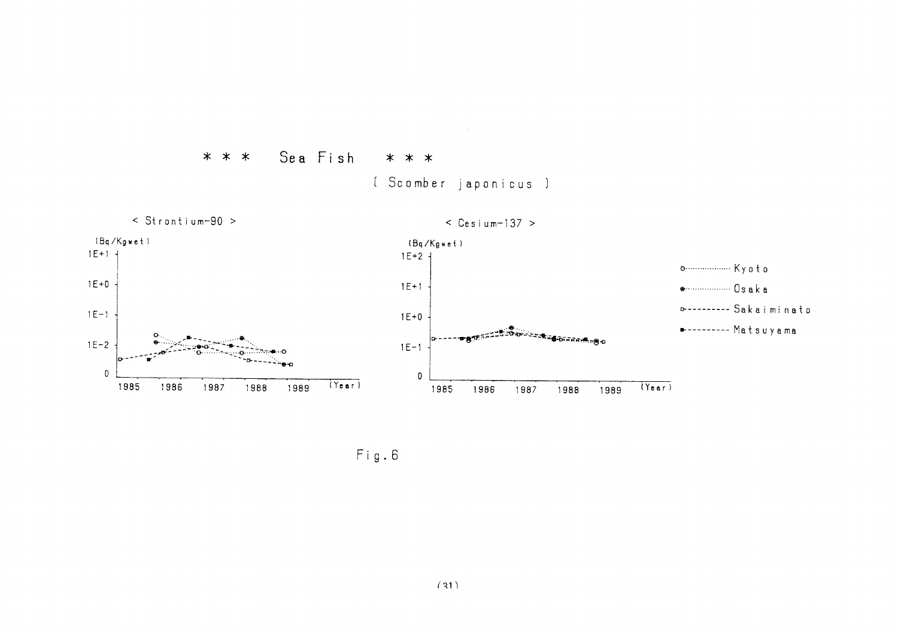*** Sea Fish ***

( Scomber japonicus )

< Strontium-90 >

(Bq/Kgwet)

1E+1

1E+0

1E-1

1E-2

0

1985 1986 1987 1988 1989 (Year)

< Cesium-137 >

(Bq/Kgwet)

1E+2

1E+1

1E+0

1E-1

0

1985 1986 1987 1988 1989 (Year)

Kyoto

Osaka

Sakaiminato

Matsuyama

Fig.6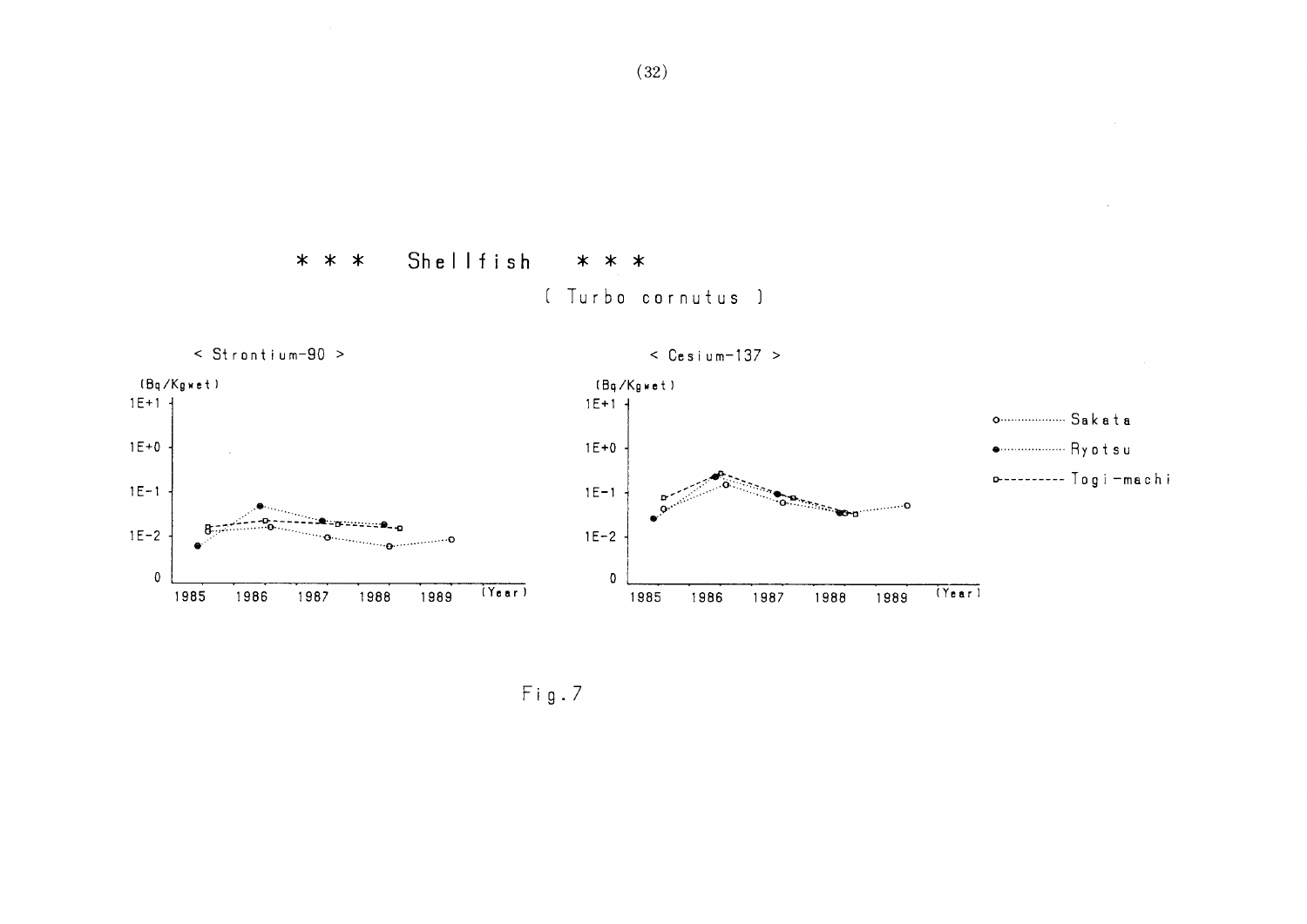\* \* \* Shellfish \* \* \*

( Turbo cornutus )

< Strontium-90 >

(Bq/Kgwet)

1E+1

1E+0

1E-1

1E-2

0

1985 1986 1987 1988 1989 (Year)

< Cesium-137 >

(Bq/Kgwet)

1E+1

1E+0

1E-1

1E-2

0

1985 1986 1987 1988 1989 (Year)

Sakata

Ryotsu

Togi-machi

Fig.7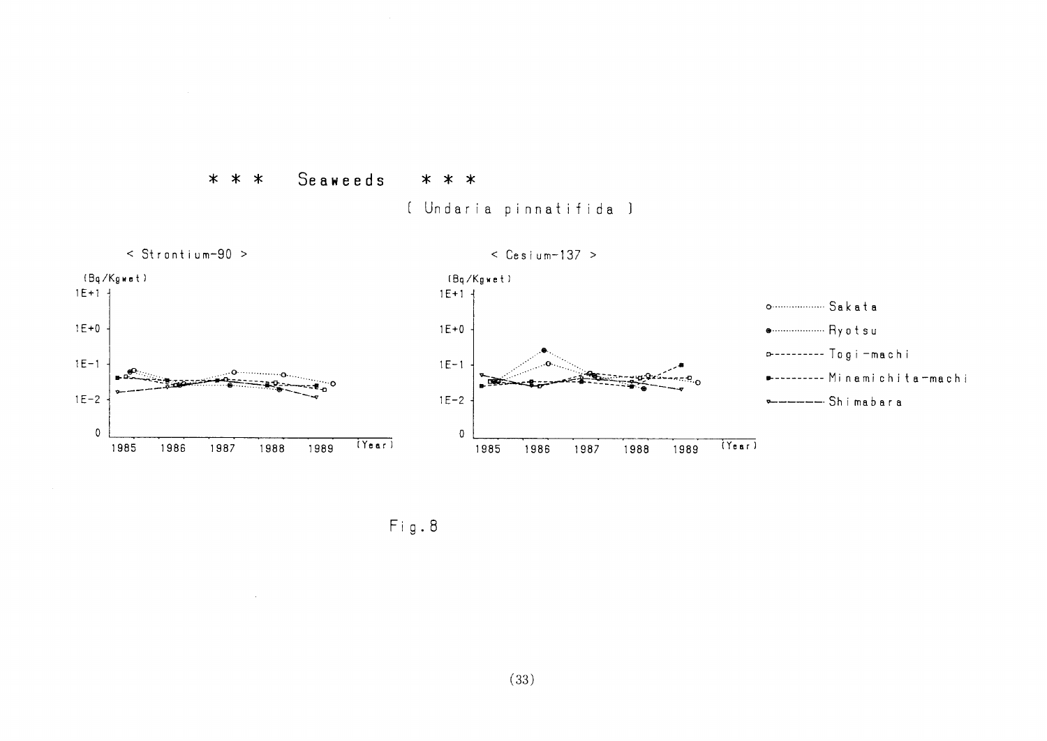\* \* \* Seaweeds \* \* \*

[ Undaria pinnatifida ]

< Strontium-90 >

(Bq/Kgwet)

1E+1

1E+0

1E-1

1E-2

0

1985 1986 1987 1988 1989 (Year)

< Cesium-137 >

(Bq/Kgwet)

1E+1

1E+0

1E-1

1E-2

0

1985 1986 1987 1988 1989 (Year)

Sakata

Ryotsu

Togi-machi

Minamichita-machi

Shimabara

Fig.8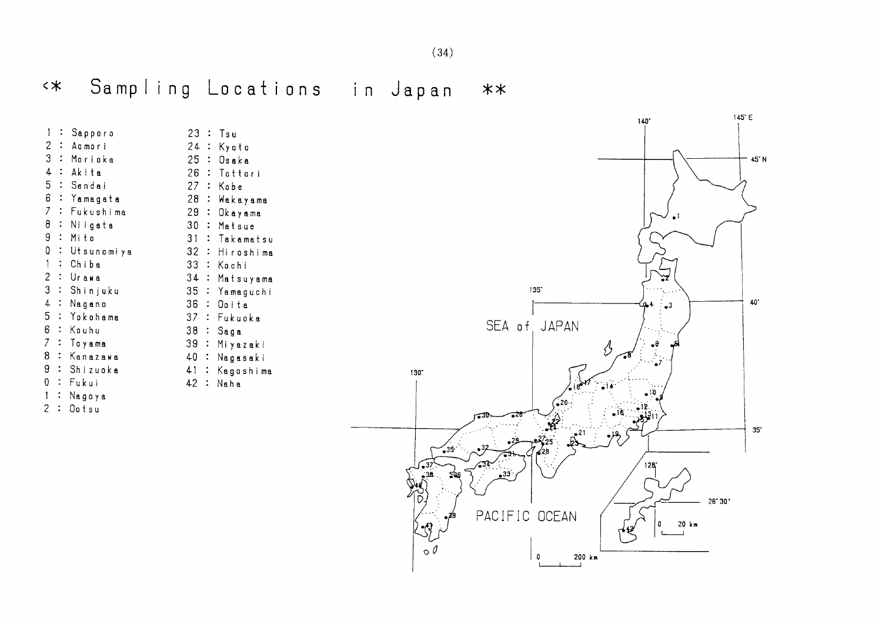# ** Sampling Locations in Japan **

1 : Sapporo
2 : Aomori
3 : Morioka
4 : Akita
5 : Sendai
6 : Yamagata
7 : Fukushima
8 : Niigata
9 : Mito
0 : Utsunomiya
1 : Chiba
2 : Urawa
3 : Shinjuku
4 : Nagano
5 : Yokohama
6 : Kouhu
7 : Toyama
8 : Kanazawa
9 : Shizuoka
0 : Fukui
1 : Nagoya
2 : Ootsu
23 : Tsu
24 : Kyoto
25 : Osaka
26 : Tottori
27 : Kobe
28 : Wakayama
29 : Okayama
30 : Matsue
31 : Takamatsu
32 : Hiroshima
33 : Kochi
34 : Matsuyama
35 : Yamaguchi
36 : Ooita
37 : Fukuoka
38 : Saga
39 : Miyazaki
40 : Nagasaki
41 : Kagoshima
42 : Naha

140°
145° E
45° N
135°
40°
SEA of JAPAN
130°
35°
128°
26° 30'
0 20 km
PACIFIC OCEAN
0 200 km